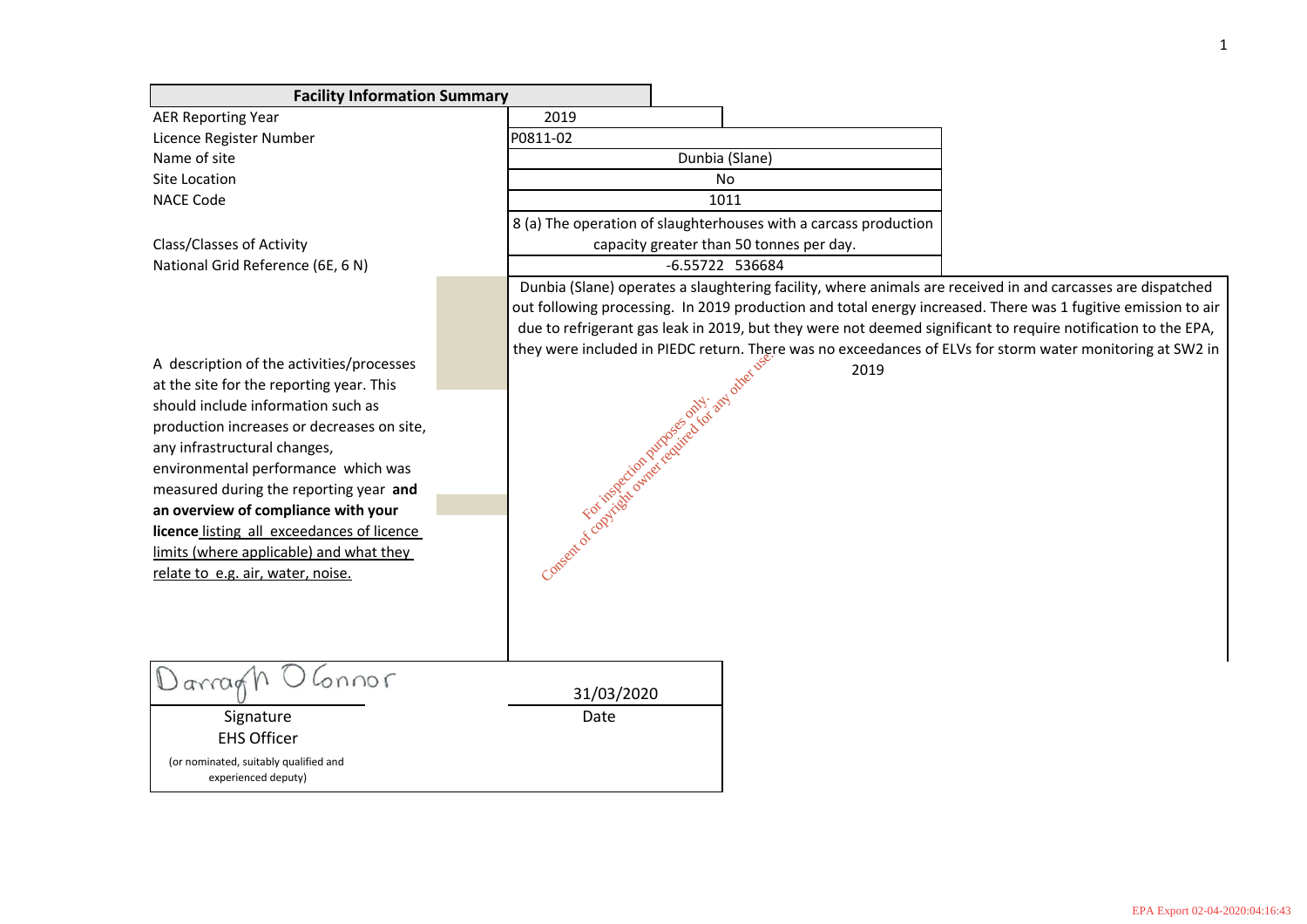| Facility Information Summary | |
|---|---|
| AER Reporting Year | 2019 |
| Licence Register Number | P0811-02 |
| Name of site | Dunbia (Slane) |
| Site Location | No |
| NACE Code | 1011 |
| Class/Classes of Activity | 8 (a) The operation of slaughterhouses with a carcass production capacity greater than 50 tonnes per day. |
| National Grid Reference (6E, 6 N) | -6.55722 536684 |
| A description of the activities/processes at the site for the reporting year. This should include information such as production increases or decreases on site, any infrastructural changes, environmental performance which was measured during the reporting year **and an overview of compliance with your licence** listing all exceedances of licence limits (where applicable) and what they relate to e.g. air, water, noise. | Dunbia (Slane) operates a slaughtering facility, where animals are received in and carcasses are dispatched out following processing. In 2019 production and total energy increased. There was 1 fugitive emission to air due to refrigerant gas leak in 2019, but they were not deemed significant to require notification to the EPA, they were included in PIEDC return. There was no exceedances of ELVs for storm water monitoring at SW2 in 2019 |

For inspection purposes only. Consent of copyright owner required for any other use.

| Darragh O'Connor | 31/03/2020 |
|---|---|
| Signature | Date |

EHS Officer

(or nominated, suitably qualified and experienced deputy)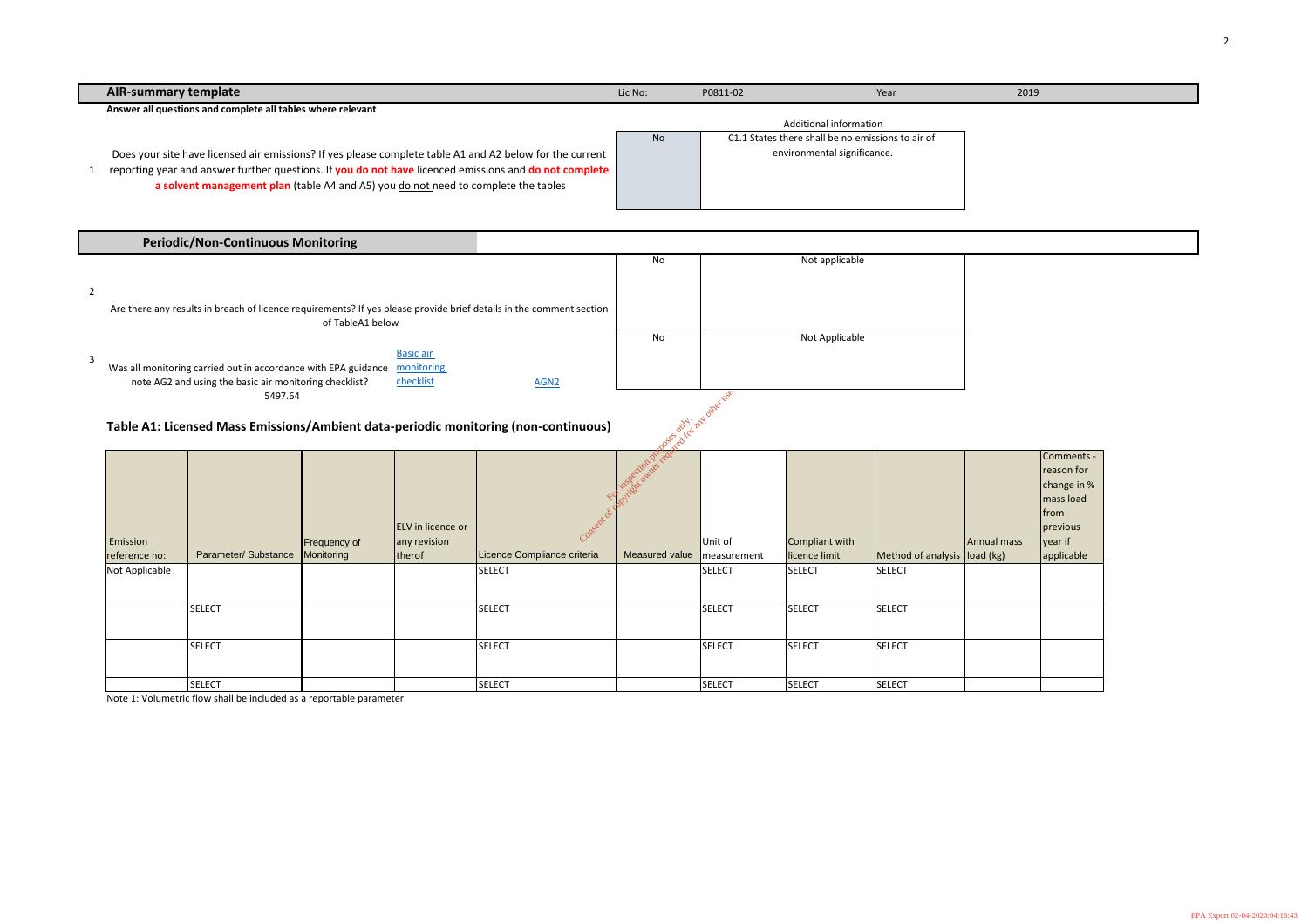## AIR-summary template

Lic No: P0811-02 Year 2019

**Answer all questions and complete all tables where relevant**

| | Question | Answer | Additional information |
|---|---|---|---|
| 1 | Does your site have licensed air emissions? If yes please complete table A1 and A2 below for the current reporting year and answer further questions. If **you do not have** licenced emissions and **do not complete a solvent management plan** (table A4 and A5) you do not need to complete the tables | No | C1.1 States there shall be no emissions to air of environmental significance. |

### Periodic/Non-Continuous Monitoring

| | Question | Answer | Comment |
|---|---|---|---|
| 2 | Are there any results in breach of licence requirements? If yes please provide brief details in the comment section of TableA1 below | No | Not applicable |
| 3 | Was all monitoring carried out in accordance with EPA guidance note AG2 and using the basic air monitoring checklist? [Basic air monitoring checklist] [AGN2] | No | Not Applicable |

5497.64

### Table A1: Licensed Mass Emissions/Ambient data-periodic monitoring (non-continuous)

| Emission reference no: | Parameter/ Substance | Frequency of Monitoring | ELV in licence or any revision therof | Licence Compliance criteria | Measured value | Unit of measurement | Compliant with licence limit | Method of analysis | Annual mass load (kg) | Comments - reason for change in % mass load from previous year if applicable |
|---|---|---|---|---|---|---|---|---|---|---|
| Not Applicable | | | | SELECT | | SELECT | SELECT | SELECT | | |
| | SELECT | | | SELECT | | SELECT | SELECT | SELECT | | |
| | SELECT | | | SELECT | | SELECT | SELECT | SELECT | | |
| | SELECT | | | SELECT | | SELECT | SELECT | SELECT | | |

Note 1: Volumetric flow shall be included as a reportable parameter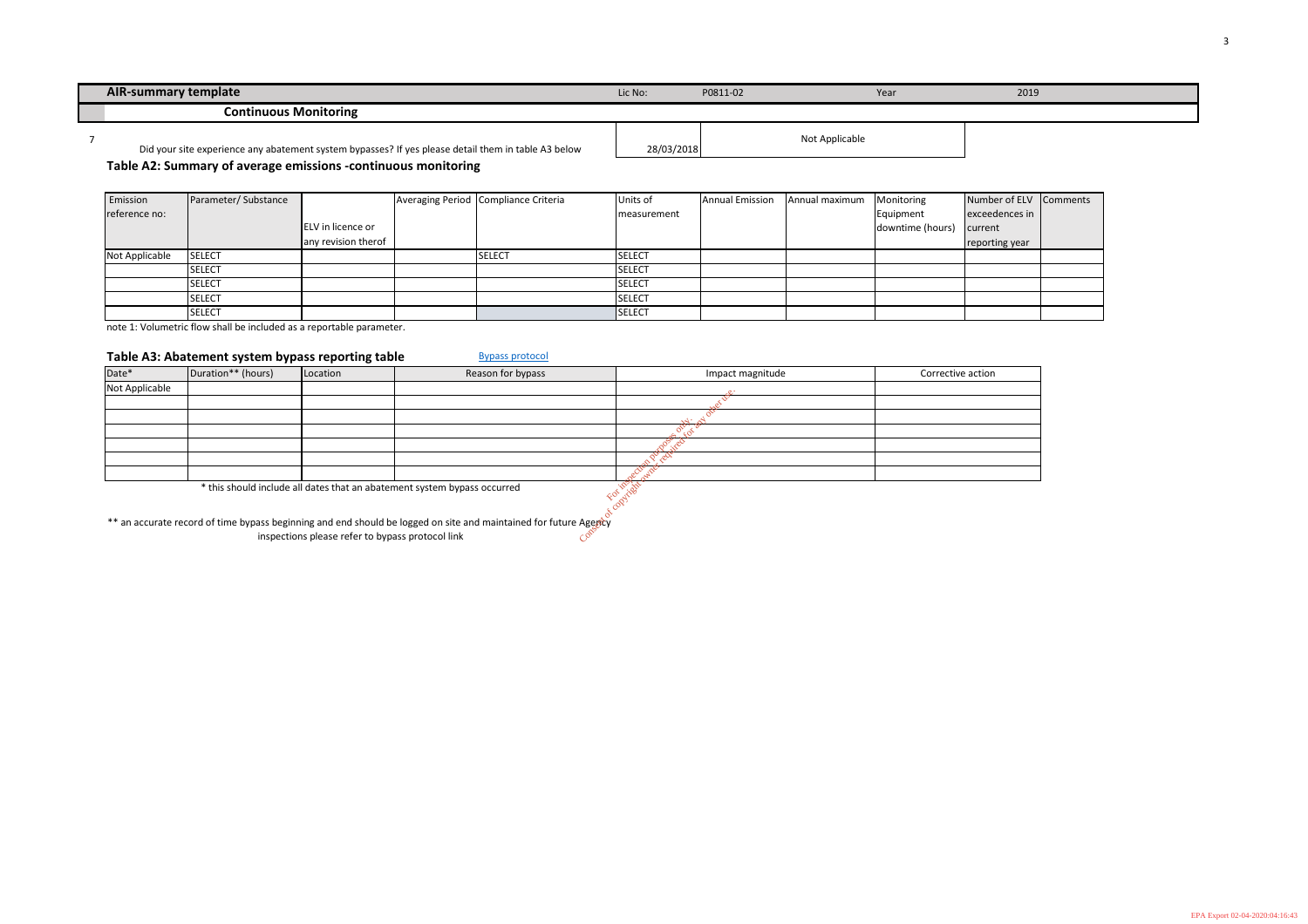| AIR-summary template | | Lic No: | P0811-02 | Year | 2019 |
|---|---|---|---|---|---|
| Continuous Monitoring | | | | | |

7 Did your site experience any abatement system bypasses? If yes please detail them in table A3 below | 28/03/2018 | Not Applicable

### Table A2: Summary of average emissions -continuous monitoring

| Emission reference no: | Parameter/ Substance | ELV in licence or any revision therof | Averaging Period | Compliance Criteria | Units of measurement | Annual Emission | Annual maximum | Monitoring Equipment downtime (hours) | Number of ELV exceedences in current reporting year | Comments |
|---|---|---|---|---|---|---|---|---|---|---|
| Not Applicable | SELECT | | | SELECT | SELECT | | | | | |
| | SELECT | | | | SELECT | | | | | |
| | SELECT | | | | SELECT | | | | | |
| | SELECT | | | | SELECT | | | | | |
| | SELECT | | | | SELECT | | | | | |

note 1: Volumetric flow shall be included as a reportable parameter.

### Table A3: Abatement system bypass reporting table

Bypass protocol

| Date* | Duration** (hours) | Location | Reason for bypass | Impact magnitude | Corrective action |
|---|---|---|---|---|---|
| Not Applicable | | | | | |
| | | | | | |
| | | | | | |
| | | | | | |
| | | | | | |
| | | | | | |
| | | | | | |

\* this should include all dates that an abatement system bypass occurred

\*\* an accurate record of time bypass beginning and end should be logged on site and maintained for future Agency inspections please refer to bypass protocol link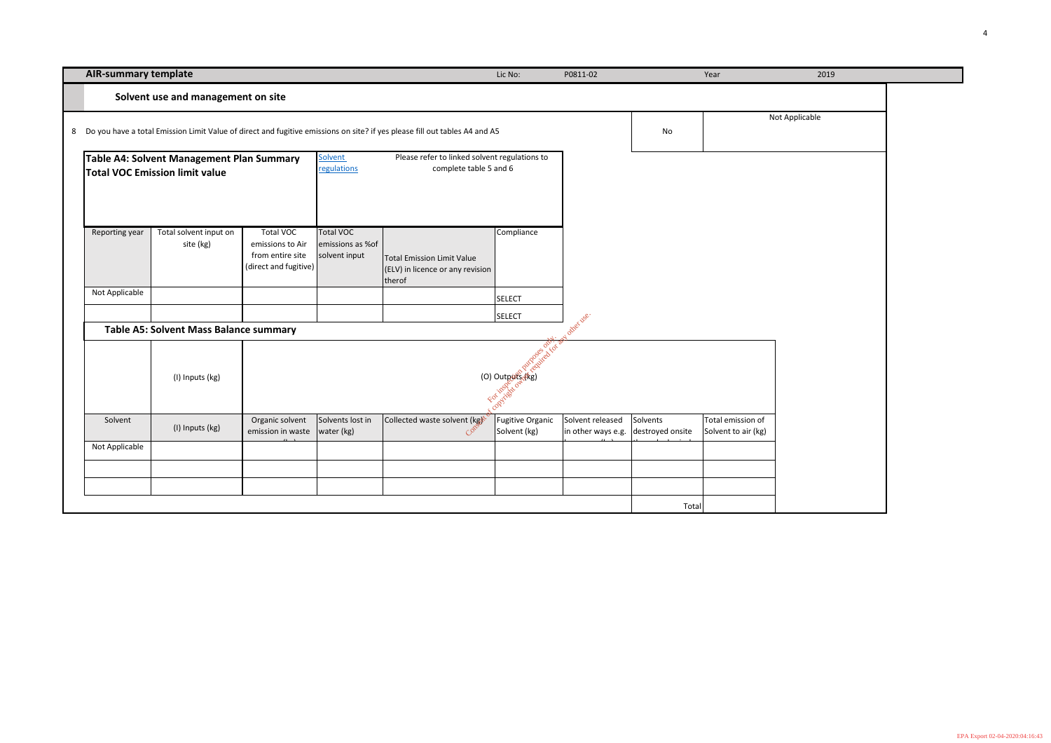## AIR-summary template

Lic No: P0811-02 | Year: 2019

### Solvent use and management on site

| | | | |
|---|---|---|---|
| 8 | Do you have a total Emission Limit Value of direct and fugitive emissions on site? if yes please fill out tables A4 and A5 | No | Not Applicable |

**Table A4: Solvent Management Plan Summary**
**Total VOC Emission limit value**

Solvent regulations — Please refer to linked solvent regulations to complete table 5 and 6

| Reporting year | Total solvent input on site (kg) | Total VOC emissions to Air from entire site (direct and fugitive) | Total VOC emissions as %of solvent input | Total Emission Limit Value (ELV) in licence or any revision therof | Compliance |
|---|---|---|---|---|---|
| Not Applicable | | | | | SELECT |
| | | | | | SELECT |

**Table A5: Solvent Mass Balance summary**

| | (I) Inputs (kg) | (O) Outputs (kg) | | | | | | |
|---|---|---|---|---|---|---|---|---|
| Solvent | (I) Inputs (kg) | Organic solvent emission in waste | Solvents lost in water (kg) | Collected waste solvent (kg) | Fugitive Organic Solvent (kg) | Solvent released in other ways e.g. | Solvents destroyed onsite | Total emission of Solvent to air (kg) |
| Not Applicable | | | | | | | | |
| | | | | | | | | |
| | | | | | | | | |
| | | | | | | | Total | |

EPA Export 02-04-2020:04:16:43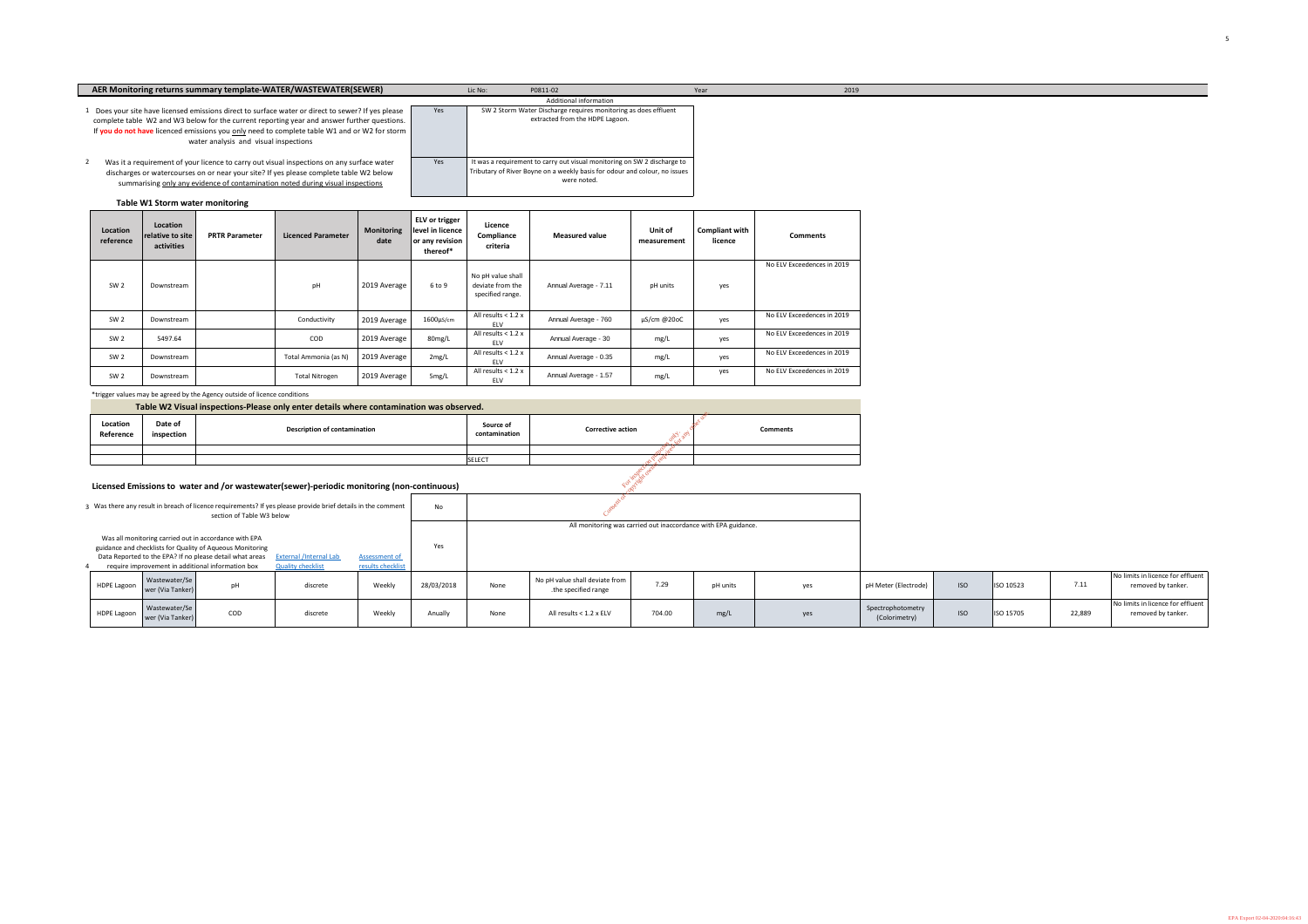## AER Monitoring returns summary template-WATER/WASTEWATER(SEWER)

Lic No: P0811-02 | Year: 2019

| | Question | Answer | Additional information |
|---|---|---|---|
| 1 | Does your site have licensed emissions direct to surface water or direct to sewer? If yes please complete table W2 and W3 below for the current reporting year and answer further questions. If **you do not have** licenced emissions you only need to complete table W1 and or W2 for storm water analysis and visual inspections | Yes | SW 2 Storm Water Discharge requires monitoring as does effluent extracted from the HDPE Lagoon. |
| 2 | Was it a requirement of your licence to carry out visual inspections on any surface water discharges or watercourses on or near your site? If yes please complete table W2 below summarising only any evidence of contamination noted during visual inspections | Yes | It was a requirement to carry out visual monitoring on SW 2 discharge to Tributary of River Boyne on a weekly basis for odour and colour, no issues were noted. |

### Table W1 Storm water monitoring

| Location reference | Location relative to site activities | PRTR Parameter | Licenced Parameter | Monitoring date | ELV or trigger level in licence or any revision thereof* | Licence Compliance criteria | Measured value | Unit of measurement | Compliant with licence | Comments |
|---|---|---|---|---|---|---|---|---|---|---|
| SW 2 | Downstream | | pH | 2019 Average | 6 to 9 | No pH value shall deviate from the specified range. | Annual Average - 7.11 | pH units | yes | No ELV Exceedences in 2019 |
| SW 2 | Downstream | | Conductivity | 2019 Average | 1600µS/cm | All results < 1.2 x ELV | Annual Average - 760 | µS/cm @20oC | yes | No ELV Exceedences in 2019 |
| SW 2 | 5497.64 | | COD | 2019 Average | 80mg/L | All results < 1.2 x ELV | Annual Average - 30 | mg/L | yes | No ELV Exceedences in 2019 |
| SW 2 | Downstream | | Total Ammonia (as N) | 2019 Average | 2mg/L | All results < 1.2 x ELV | Annual Average - 0.35 | mg/L | yes | No ELV Exceedences in 2019 |
| SW 2 | Downstream | | Total Nitrogen | 2019 Average | 5mg/L | All results < 1.2 x ELV | Annual Average - 1.57 | mg/L | yes | No ELV Exceedences in 2019 |

*trigger values may be agreed by the Agency outside of licence conditions

### Table W2 Visual inspections-Please only enter details where contamination was observed.

| Location Reference | Date of inspection | Description of contamination | Source of contamination | Corrective action | Comments |
|---|---|---|---|---|---|
| | | | | | |
| | | | SELECT | | |

### Licensed Emissions to water and /or wastewater(sewer)-periodic monitoring (non-continuous)

| | Question | Answer | Additional information |
|---|---|---|---|
| 3 | Was there any result in breach of licence requirements? If yes please provide brief details in the comment section of Table W3 below | No | |
| 4 | Was all monitoring carried out in accordance with EPA guidance and checklists for Quality of Aqueous Monitoring Data Reported to the EPA? If no please detail what areas require improvement in additional information box (External /Internal Lab Quality checklist; Assessment of results checklist) | Yes | All monitoring was carried out inaccordance with EPA guidance. |

| HDPE Lagoon | Wastewater/Sewer (Via Tanker) | pH | discrete | Weekly | 28/03/2018 | None | No pH value shall deviate from .the specified range | 7.29 | pH units | yes | pH Meter (Electrode) | ISO | ISO 10523 | 7.11 | No limits in licence for effluent removed by tanker. |
|---|---|---|---|---|---|---|---|---|---|---|---|---|---|---|---|
| HDPE Lagoon | Wastewater/Sewer (Via Tanker) | COD | discrete | Weekly | Anually | None | All results < 1.2 x ELV | 704.00 | mg/L | yes | Spectrophotometry (Colorimetry) | ISO | ISO 15705 | 22,889 | No limits in licence for effluent removed by tanker. |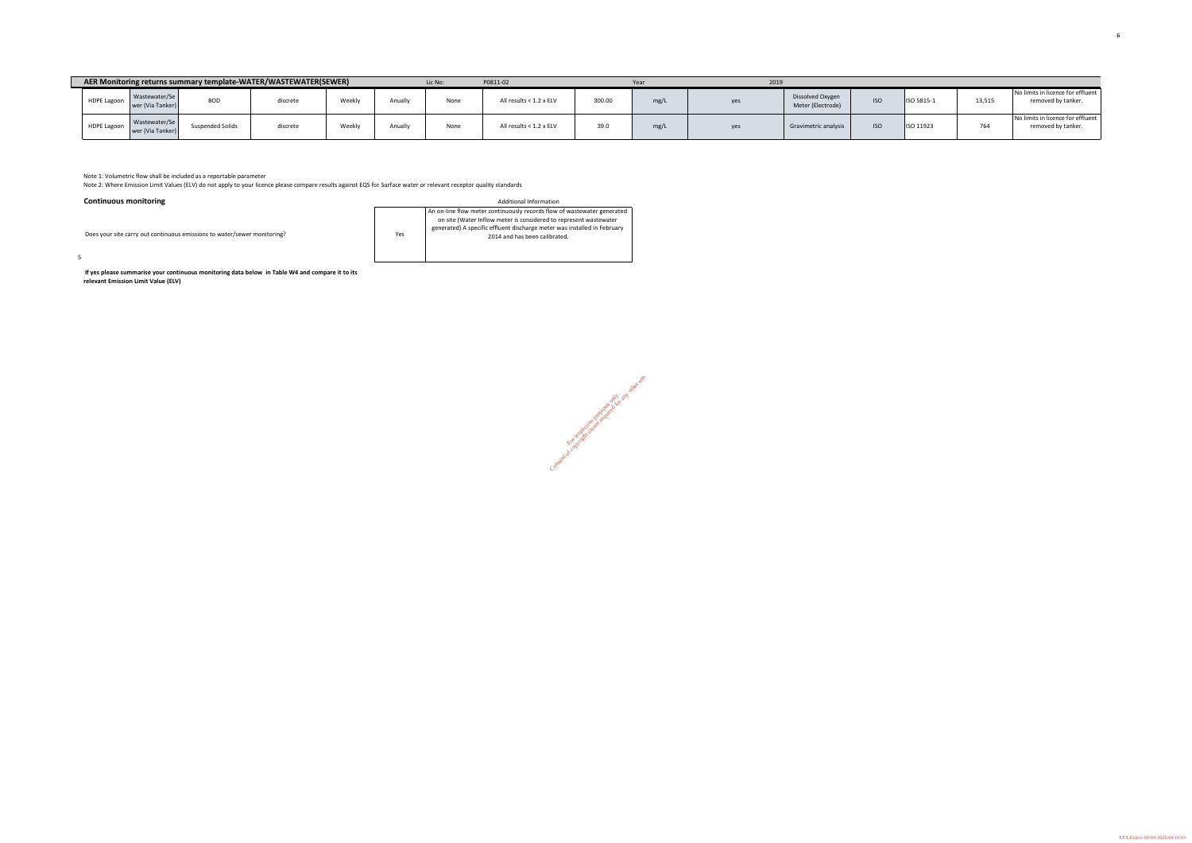| AER Monitoring returns summary template-WATER/WASTEWATER(SEWER) | | | | | | Lic No: | P0811-02 | | Year | 2019 | | | | | |
|---|---|---|---|---|---|---|---|---|---|---|---|---|---|---|---|
| HDPE Lagoon | Wastewater/Sewer (Via Tanker) | BOD | discrete | Weekly | Anually | None | All results < 1.2 x ELV | 300.00 | mg/L | yes | Dissolved Oxygen Meter (Electrode) | ISO | ISO 5815-1 | 13,515 | No limits in licence for effluent removed by tanker. |
| HDPE Lagoon | Wastewater/Sewer (Via Tanker) | Suspended Solids | discrete | Weekly | Anually | None | All results < 1.2 x ELV | 39.0 | mg/L | yes | Gravimetric analysis | ISO | ISO 11923 | 764 | No limits in licence for effluent removed by tanker. |

Note 1: Volumetric flow shall be included as a reportable parameter

Note 2: Where Emission Limit Values (ELV) do not apply to your licence please compare results against EQS for Surface water or relevant receptor quality standards

**Continuous monitoring**

| | | Additional Information |
|---|---|---|
| Does your site carry out continuous emissions to water/sewer monitoring? | Yes | An on-line flow meter continuously records flow of wastewater generated on site (Water Inflow meter is considered to represent wastewater generated) A specific effluent discharge meter was installed in February 2014 and has been calibrated. |

5

**If yes please summarise your continuous monitoring data below in Table W4 and compare it to its relevant Emission Limit Value (ELV)**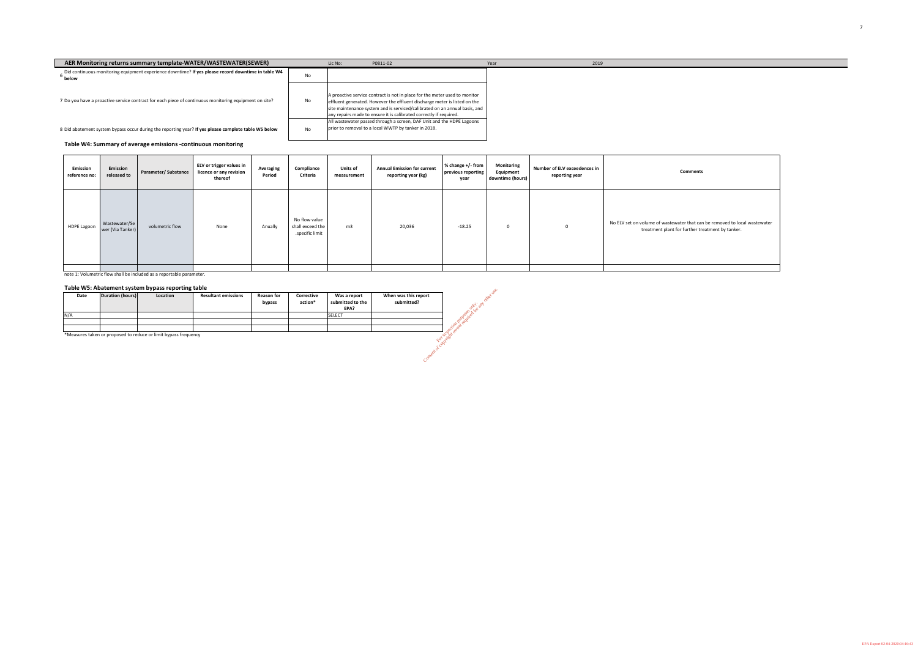## AER Monitoring returns summary template-WATER/WASTEWATER(SEWER)

Lic No: P0811-02 | Year 2019

| | | |
|---|---|---|
| 6 Did continuous monitoring equipment experience downtime? **If yes please record downtime in table W4 below** | No | |
| 7 Do you have a proactive service contract for each piece of continuous monitoring equipment on site? | No | A proactive service contract is not in place for the meter used to monitor effluent generated. However the effluent discharge meter is listed on the site maintenance system and is serviced/calibrated on an annual basis, and any repairs made to ensure it is calibrated correctly if required. |
| 8 Did abatement system bypass occur during the reporting year? **If yes please complete table W5 below** | No | All wastewater passed through a screen, DAF Unit and the HDPE Lagoons prior to removal to a local WWTP by tanker in 2018. |

### Table W4: Summary of average emissions -continuous monitoring

| Emission reference no: | Emission released to | Parameter/ Substance | ELV or trigger values in licence or any revision thereof | Averaging Period | Compliance Criteria | Units of measurement | Annual Emission for current reporting year (kg) | % change +/- from previous reporting year | Monitoring Equipment downtime (hours) | Number of ELV exceedences in reporting year | Comments |
|---|---|---|---|---|---|---|---|---|---|---|---|
| HDPE Lagoon | Wastewater/Sewer (Via Tanker) | volumetric flow | None | Anually | No flow value shall exceed the .specific limit | m3 | 20,036 | -18.25 | 0 | 0 | No ELV set on volume of wastewater that can be removed to local wastewater treatment plant for further treatment by tanker. |
| | | | | | | | | | | | |

note 1: Volumetric flow shall be included as a reportable parameter.

### Table W5: Abatement system bypass reporting table

| Date | Duration (hours) | Location | Resultant emissions | Reason for bypass | Corrective action* | Was a report submitted to the EPA? | When was this report submitted? |
|---|---|---|---|---|---|---|---|
| N/A | | | | | | SELECT | |
| | | | | | | | |
| | | | | | | | |

*Measures taken or proposed to reduce or limit bypass frequency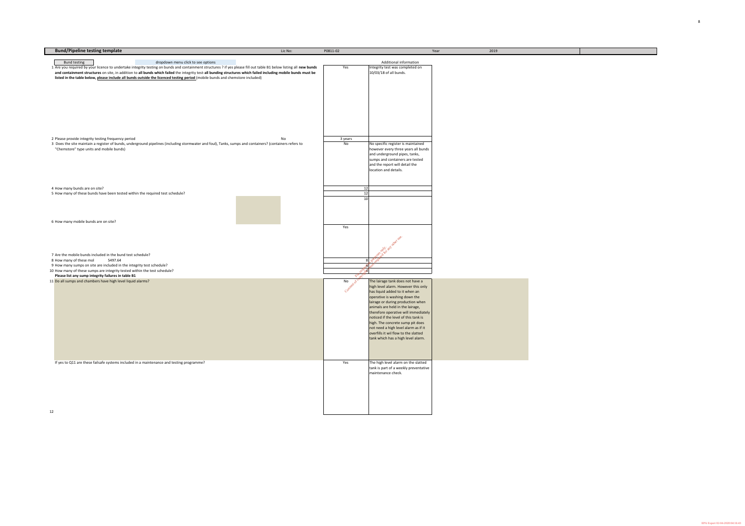## Bund/Pipeline testing template

Lic No: P0811-02 | Year 2019

Bund testing — dropdown menu click to see options

| Question | Answer | Additional information |
|---|---|---|
| 1 Are you required by your licence to undertake integrity testing on bunds and containment structures ? if yes please fill out table B1 below listing all **new bunds and containment structures** on site, in addition to **all bunds which failed** the integrity test-**all bunding structures which failed including mobile bunds must be listed in the table below, please include all bunds outside the licenced testing period** (mobile bunds and chemstore included) | Yes | Integrity test was completed on 10/03/18 of all bunds. |
| 2 Please provide integrity testing frequency period (No) | 3 years | |
| 3 Does the site maintain a register of bunds, underground pipelines (including stormwater and foul), Tanks, sumps and containers? (containers refers to "Chemstore" type units and mobile bunds) | No | No specific register is maintained however every three years all bunds and underground pipes, tanks, sumps and containers are tested and the report will detail the location and details. |
| 4 How many bunds are on site? | 12 | |
| 5 How many of these bunds have been tested within the required test schedule? | 12 | |
| 6 How many mobile bunds are on site? | 10 | |
| 7 Are the mobile bunds included in the bund test schedule? | Yes | |
| 8 How many of these mol 5497.64 | 8 | |
| 9 How many sumps on site are included in the integrity test schedule? | 4 | |
| 10 How many of these sumps are integrity tested within the test schedule? **Please list any sump integrity failures in table B1** | 4 | |
| 11 Do all sumps and chambers have high level liquid alarms? | No | The lairage tank does not have a high level alarm. However this only has liquid added to it when an operative is washing down the lairage or during production when animals are held in the lairage, therefore operative will immediately noticed if the level of this tank is high. The concrete sump pit does not need a high level alarm as if it overfills it wil flow to the slatted tank which has a high level alarm. |
| If yes to Q11 are these failsafe systems included in a maintenance and testing programme? | Yes | The high level alarm on the slatted tank is part of a weekly preventative maintenance check. |
| 12 | | |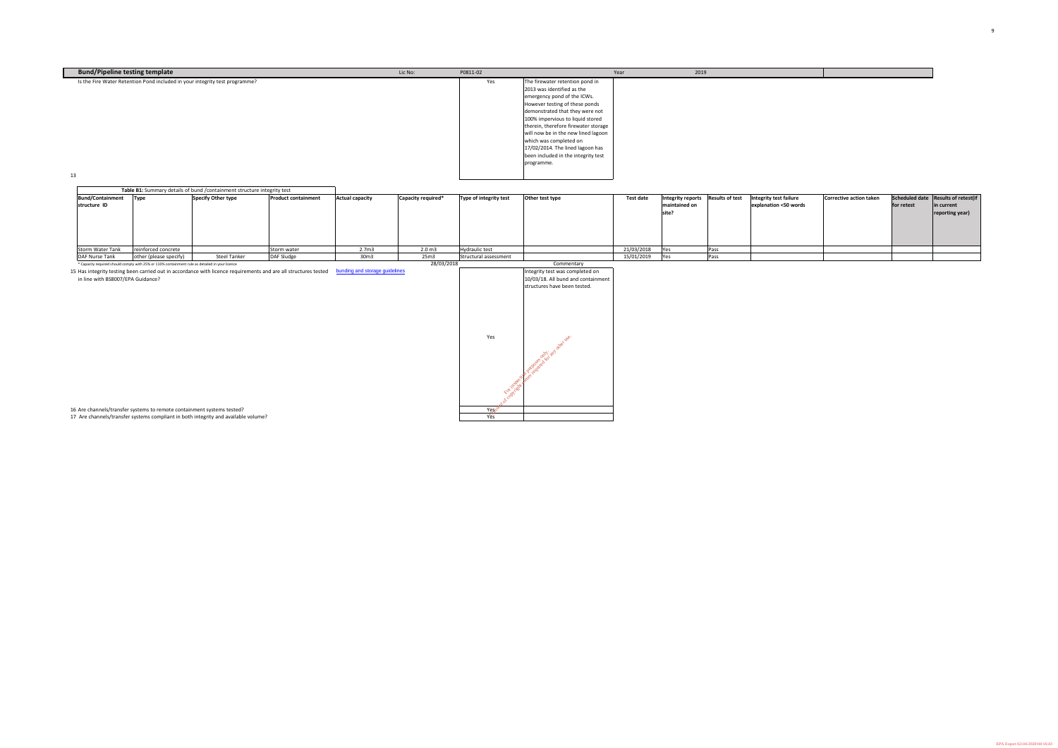## Bund/Pipeline testing template

| Lic No: | P0811-02 | Year | 2019 |
|---|---|---|---|

Is the Fire Water Retention Pond included in your integrity test programme?

Yes

The firewater retention pond in 2013 was identified as the emergency pond of the ICWs. However testing of these ponds demonstrated that they were not 100% impervious to liquid stored therein, therefore firewater storage will now be in the new lined lagoon which was completed on 17/02/2014. The lined lagoon has been included in the integrity test programme.

13

**Table B1:** Summary details of bund /containment structure integrity test

| Bund/Containment structure ID | Type | Specify Other type | Product containment | Actual capacity | Capacity required* | Type of integrity test | Other test type | Test date | Integrity reports maintained on site? | Results of test | Integrity test failure explanation <50 words | Corrective action taken | Scheduled date for retest | Results of retest(if in current reporting year) |
|---|---|---|---|---|---|---|---|---|---|---|---|---|---|---|
| Storm Water Tank | reinforced concrete | | Storm water | 2.7m3 | 2.0 m3 | Hydraulic test | | 21/03/2018 | Yes | Pass | | | | |
| DAF Nurse Tank | other (please specify) | Steel Tanker | DAF Sludge | 30m3 | 25m3 | Structural assessment | | 15/01/2019 | Yes | Pass | | | | |

\* Capacity required should comply with 25% or 110% containment rule as detailed in your licence

28/03/2018

15 Has integrity testing been carried out in accordance with licence requirements and are all structures tested in line with BS8007/EPA Guidance? [bunding and storage guidelines]

Yes

Commentary: Integrity test was completed on 10/03/18. All bund and containment structures have been tested.

16 Are channels/transfer systems to remote containment systems tested? Yes

17 Are channels/transfer systems compliant in both integrity and available volume? Yes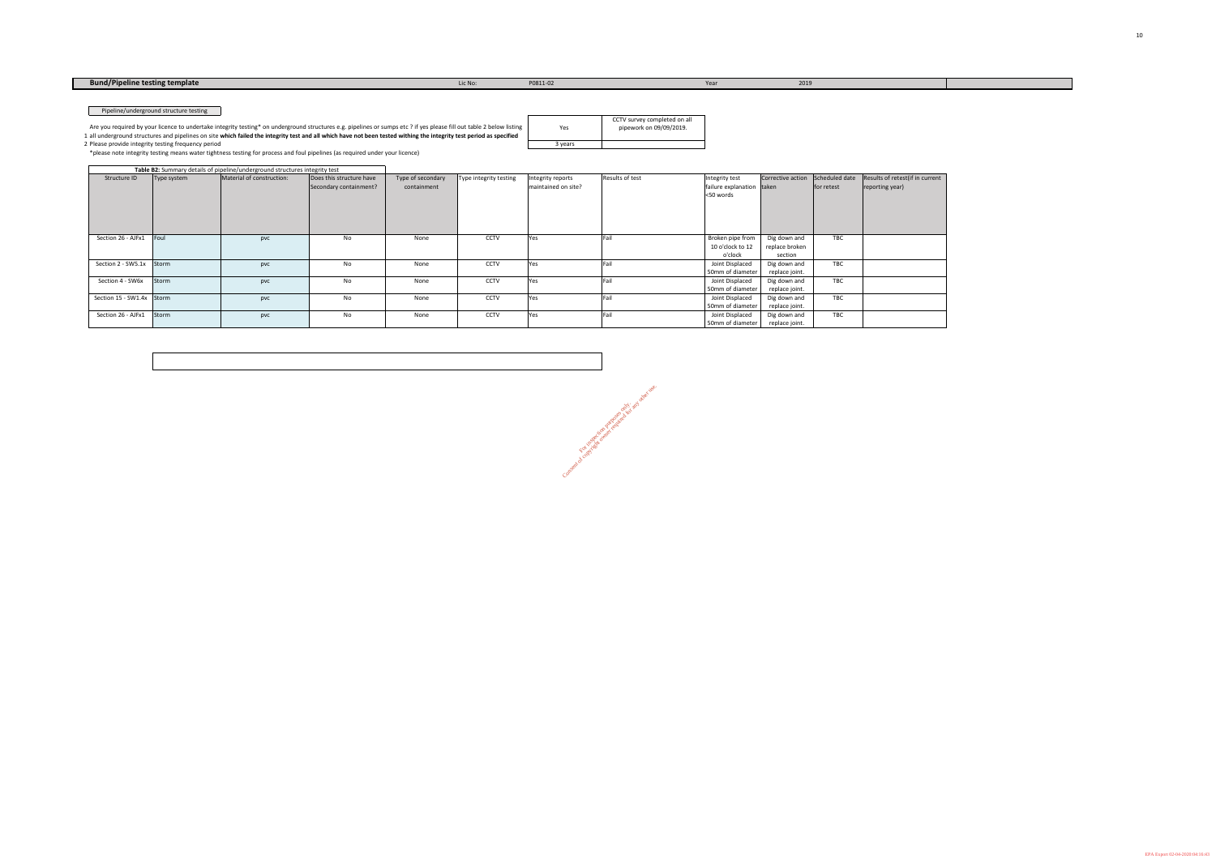**Bund/Pipeline testing template** Lic No: P0811-02 Year 2019

Pipeline/underground structure testing

Are you required by your licence to undertake integrity testing* on underground structures e.g. pipelines or sumps etc ? if yes please fill out table 2 below listing 1 all underground structures and pipelines on site **which failed the integrity test and all which have not been tested withing the integrity test period as specified**

| Yes | CCTV survey completed on all pipework on 09/09/2019. |
|---|---|
| 3 years | |

2 Please provide integrity testing frequency period

*please note integrity testing means water tightness testing for process and foul pipelines (as required under your licence)

**Table B2:** Summary details of pipeline/underground structures integrity test

| Structure ID | Type system | Material of construction: | Does this structure have Secondary containment? | Type of secondary containment | Type integrity testing | Integrity reports maintained on site? | Results of test | Integrity test failure explanation <50 words | Corrective action taken | Scheduled date for retest | Results of retest(if in current reporting year) |
|---|---|---|---|---|---|---|---|---|---|---|---|
| Section 26 - AJFx1 | Foul | pvc | No | None | CCTV | Yes | Fail | Broken pipe from 10 o'clock to 12 o'clock | Dig down and replace broken section | TBC | |
| Section 2 - SW5.1x | Storm | pvc | No | None | CCTV | Yes | Fail | Joint Displaced 50mm of diameter | Dig down and replace joint. | TBC | |
| Section 4 - SW6x | Storm | pvc | No | None | CCTV | Yes | Fail | Joint Displaced 50mm of diameter | Dig down and replace joint. | TBC | |
| Section 15 - SW1.4x | Storm | pvc | No | None | CCTV | Yes | Fail | Joint Displaced 50mm of diameter | Dig down and replace joint. | TBC | |
| Section 26 - AJFx1 | Storm | pvc | No | None | CCTV | Yes | Fail | Joint Displaced 50mm of diameter | Dig down and replace joint. | TBC | |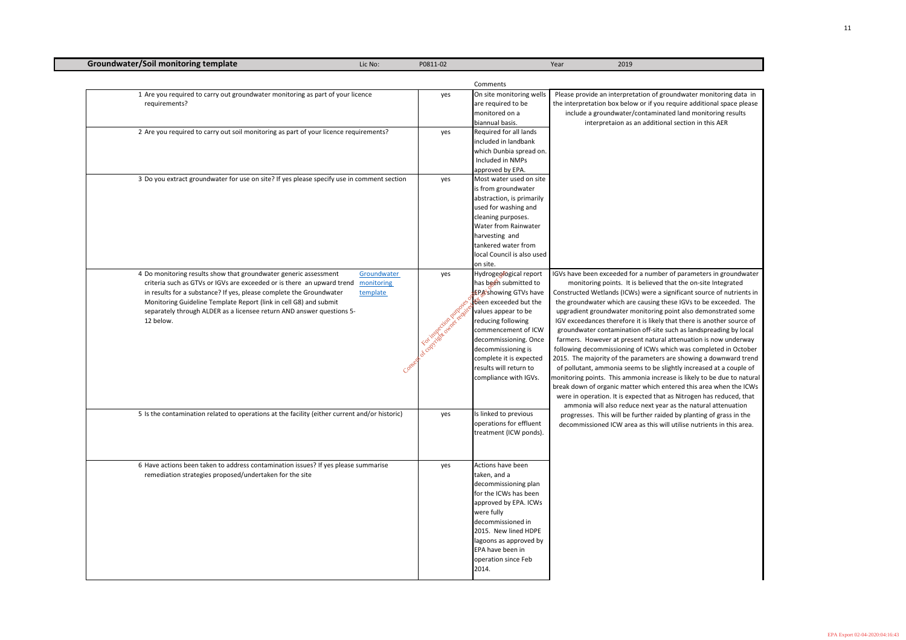**Groundwater/Soil monitoring template** Lic No: P0811-02 Year 2019

| | | Comments | |
|---|---|---|---|
| 1 Are you required to carry out groundwater monitoring as part of your licence requirements? | yes | On site monitoring wells are required to be monitored on a biannual basis. | Please provide an interpretation of groundwater monitoring data in the interpretation box below or if you require additional space please include a groundwater/contaminated land monitoring results interpretaion as an additional section in this AER |
| 2 Are you required to carry out soil monitoring as part of your licence requirements? | yes | Required for all lands included in landbank which Dunbia spread on. Included in NMPs approved by EPA. | |
| 3 Do you extract groundwater for use on site? If yes please specify use in comment section | yes | Most water used on site is from groundwater abstraction, is primarily used for washing and cleaning purposes. Water from Rainwater harvesting and tankered water from local Council is also used on site. | |
| 4 Do monitoring results show that groundwater generic assessment criteria such as GTVs or IGVs are exceeded or is there an upward trend in results for a substance? If yes, please complete the Groundwater Monitoring Guideline Template Report (link in cell G8) and submit separately through ALDER as a licensee return AND answer questions 5-12 below. [Groundwater monitoring template] | yes | Hydrogeological report has been submitted to EPA showing GTVs have been exceeded but the values appear to be reducing following commencement of ICW decommissioning. Once decommissioning is complete it is expected results will return to compliance with IGVs. | IGVs have been exceeded for a number of parameters in groundwater monitoring points. It is believed that the on-site Integrated Constructed Wetlands (ICWs) were a significant source of nutrients in the groundwater which are causing these IGVs to be exceeded. The upgradient groundwater monitoring point also demonstrated some IGV exceedances therefore it is likely that there is another source of groundwater contamination off-site such as landspreading by local farmers. However at present natural attenuation is now underway following decommissioning of ICWs which was completed in October 2015. The majority of the parameters are showing a downward trend of pollutant, ammonia seems to be slightly increased at a couple of monitoring points. This ammonia increase is likely to be due to natural break down of organic matter which entered this area when the ICWs were in operation. It is expected that as Nitrogen has reduced, that ammonia will also reduce next year as the natural attenuation progresses. This will be further raided by planting of grass in the decommissioned ICW area as this will utilise nutrients in this area. |
| 5 Is the contamination related to operations at the facility (either current and/or historic) | yes | Is linked to previous operations for effluent treatment (ICW ponds). | |
| 6 Have actions been taken to address contamination issues? If yes please summarise remediation strategies proposed/undertaken for the site | yes | Actions have been taken, and a decommissioning plan for the ICWs has been approved by EPA. ICWs were fully decommissioned in 2015. New lined HDPE lagoons as approved by EPA have been in operation since Feb 2014. | |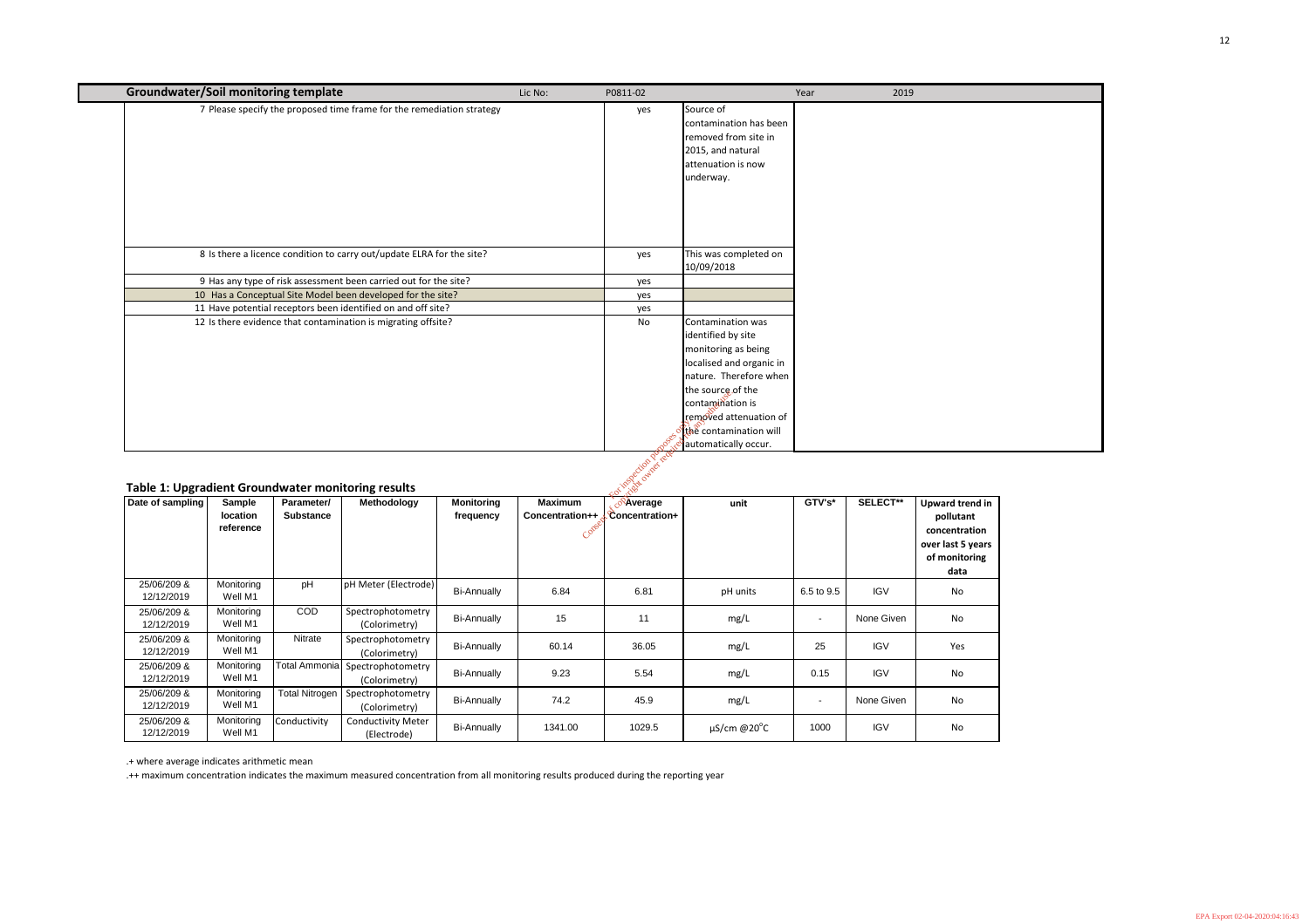| Groundwater/Soil monitoring template | Lic No: | P0811-02 | | Year | 2019 |
|---|---|---|---|---|---|
| 7 Please specify the proposed time frame for the remediation strategy | | yes | Source of contamination has been removed from site in 2015, and natural attenuation is now underway. | | |
| 8 Is there a licence condition to carry out/update ELRA for the site? | | yes | This was completed on 10/09/2018 | | |
| 9 Has any type of risk assessment been carried out for the site? | | yes | | | |
| 10 Has a Conceptual Site Model been developed for the site? | | yes | | | |
| 11 Have potential receptors been identified on and off site? | | yes | | | |
| 12 Is there evidence that contamination is migrating offsite? | | No | Contamination was identified by site monitoring as being localised and organic in nature. Therefore when the source of the contamination is removed attenuation of the contamination will automatically occur. | | |

## Table 1: Upgradient Groundwater monitoring results

| Date of sampling | Sample location reference | Parameter/ Substance | Methodology | Monitoring frequency | Maximum Concentration++ | Average Concentration+ | unit | GTV's* | SELECT** | Upward trend in pollutant concentration over last 5 years of monitoring data |
|---|---|---|---|---|---|---|---|---|---|---|
| 25/06/209 & 12/12/2019 | Monitoring Well M1 | pH | pH Meter (Electrode) | Bi-Annually | 6.84 | 6.81 | pH units | 6.5 to 9.5 | IGV | No |
| 25/06/209 & 12/12/2019 | Monitoring Well M1 | COD | Spectrophotometry (Colorimetry) | Bi-Annually | 15 | 11 | mg/L | - | None Given | No |
| 25/06/209 & 12/12/2019 | Monitoring Well M1 | Nitrate | Spectrophotometry (Colorimetry) | Bi-Annually | 60.14 | 36.05 | mg/L | 25 | IGV | Yes |
| 25/06/209 & 12/12/2019 | Monitoring Well M1 | Total Ammonia | Spectrophotometry (Colorimetry) | Bi-Annually | 9.23 | 5.54 | mg/L | 0.15 | IGV | No |
| 25/06/209 & 12/12/2019 | Monitoring Well M1 | Total Nitrogen | Spectrophotometry (Colorimetry) | Bi-Annually | 74.2 | 45.9 | mg/L | - | None Given | No |
| 25/06/209 & 12/12/2019 | Monitoring Well M1 | Conductivity | Conductivity Meter (Electrode) | Bi-Annually | 1341.00 | 1029.5 | µS/cm @20°C | 1000 | IGV | No |

.+ where average indicates arithmetic mean

.++ maximum concentration indicates the maximum measured concentration from all monitoring results produced during the reporting year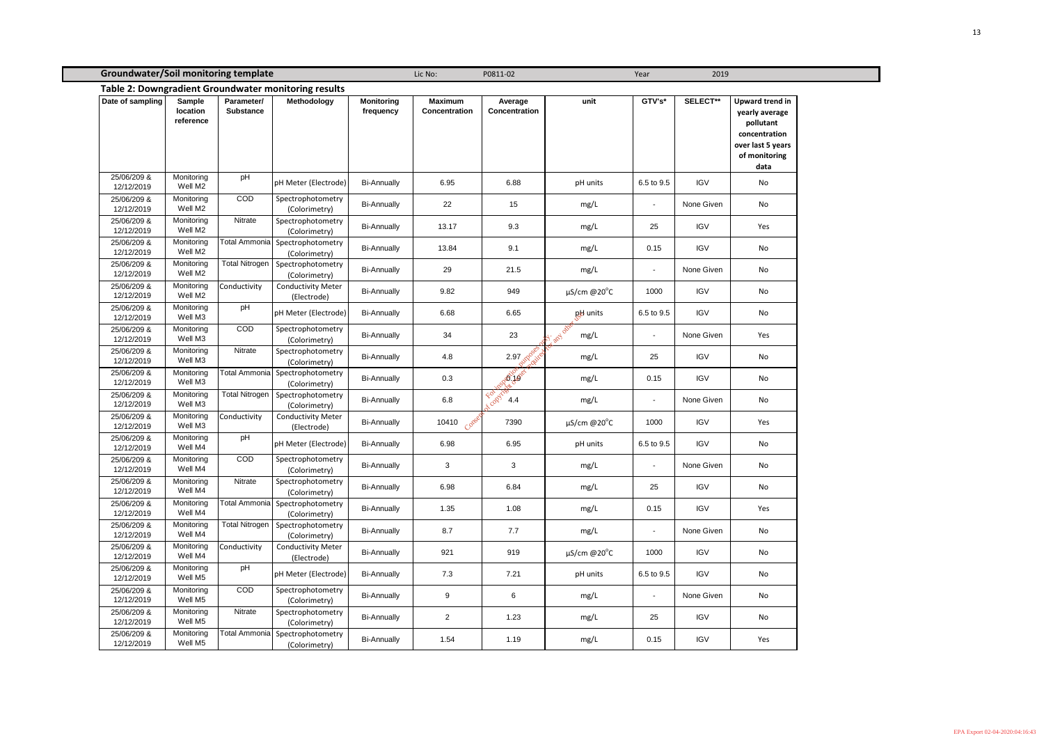**Groundwater/Soil monitoring template** Lic No: P0811-02 Year 2019

## Table 2: Downgradient Groundwater monitoring results

| Date of sampling | Sample location reference | Parameter/ Substance | Methodology | Monitoring frequency | Maximum Concentration | Average Concentration | unit | GTV's* | SELECT** | Upward trend in yearly average pollutant concentration over last 5 years of monitoring data |
|---|---|---|---|---|---|---|---|---|---|---|
| 25/06/209 & 12/12/2019 | Monitoring Well M2 | pH | pH Meter (Electrode) | Bi-Annually | 6.95 | 6.88 | pH units | 6.5 to 9.5 | IGV | No |
| 25/06/209 & 12/12/2019 | Monitoring Well M2 | COD | Spectrophotometry (Colorimetry) | Bi-Annually | 22 | 15 | mg/L | - | None Given | No |
| 25/06/209 & 12/12/2019 | Monitoring Well M2 | Nitrate | Spectrophotometry (Colorimetry) | Bi-Annually | 13.17 | 9.3 | mg/L | 25 | IGV | Yes |
| 25/06/209 & 12/12/2019 | Monitoring Well M2 | Total Ammonia | Spectrophotometry (Colorimetry) | Bi-Annually | 13.84 | 9.1 | mg/L | 0.15 | IGV | No |
| 25/06/209 & 12/12/2019 | Monitoring Well M2 | Total Nitrogen | Spectrophotometry (Colorimetry) | Bi-Annually | 29 | 21.5 | mg/L | - | None Given | No |
| 25/06/209 & 12/12/2019 | Monitoring Well M2 | Conductivity | Conductivity Meter (Electrode) | Bi-Annually | 9.82 | 949 | µS/cm @20°C | 1000 | IGV | No |
| 25/06/209 & 12/12/2019 | Monitoring Well M3 | pH | pH Meter (Electrode) | Bi-Annually | 6.68 | 6.65 | pH units | 6.5 to 9.5 | IGV | No |
| 25/06/209 & 12/12/2019 | Monitoring Well M3 | COD | Spectrophotometry (Colorimetry) | Bi-Annually | 34 | 23 | mg/L | - | None Given | Yes |
| 25/06/209 & 12/12/2019 | Monitoring Well M3 | Nitrate | Spectrophotometry (Colorimetry) | Bi-Annually | 4.8 | 2.97 | mg/L | 25 | IGV | No |
| 25/06/209 & 12/12/2019 | Monitoring Well M3 | Total Ammonia | Spectrophotometry (Colorimetry) | Bi-Annually | 0.3 | 0.19 | mg/L | 0.15 | IGV | No |
| 25/06/209 & 12/12/2019 | Monitoring Well M3 | Total Nitrogen | Spectrophotometry (Colorimetry) | Bi-Annually | 6.8 | 4.4 | mg/L | - | None Given | No |
| 25/06/209 & 12/12/2019 | Monitoring Well M3 | Conductivity | Conductivity Meter (Electrode) | Bi-Annually | 10410 | 7390 | µS/cm @20°C | 1000 | IGV | Yes |
| 25/06/209 & 12/12/2019 | Monitoring Well M4 | pH | pH Meter (Electrode) | Bi-Annually | 6.98 | 6.95 | pH units | 6.5 to 9.5 | IGV | No |
| 25/06/209 & 12/12/2019 | Monitoring Well M4 | COD | Spectrophotometry (Colorimetry) | Bi-Annually | 3 | 3 | mg/L | - | None Given | No |
| 25/06/209 & 12/12/2019 | Monitoring Well M4 | Nitrate | Spectrophotometry (Colorimetry) | Bi-Annually | 6.98 | 6.84 | mg/L | 25 | IGV | No |
| 25/06/209 & 12/12/2019 | Monitoring Well M4 | Total Ammonia | Spectrophotometry (Colorimetry) | Bi-Annually | 1.35 | 1.08 | mg/L | 0.15 | IGV | Yes |
| 25/06/209 & 12/12/2019 | Monitoring Well M4 | Total Nitrogen | Spectrophotometry (Colorimetry) | Bi-Annually | 8.7 | 7.7 | mg/L | - | None Given | No |
| 25/06/209 & 12/12/2019 | Monitoring Well M4 | Conductivity | Conductivity Meter (Electrode) | Bi-Annually | 921 | 919 | µS/cm @20°C | 1000 | IGV | No |
| 25/06/209 & 12/12/2019 | Monitoring Well M5 | pH | pH Meter (Electrode) | Bi-Annually | 7.3 | 7.21 | pH units | 6.5 to 9.5 | IGV | No |
| 25/06/209 & 12/12/2019 | Monitoring Well M5 | COD | Spectrophotometry (Colorimetry) | Bi-Annually | 9 | 6 | mg/L | - | None Given | No |
| 25/06/209 & 12/12/2019 | Monitoring Well M5 | Nitrate | Spectrophotometry (Colorimetry) | Bi-Annually | 2 | 1.23 | mg/L | 25 | IGV | No |
| 25/06/209 & 12/12/2019 | Monitoring Well M5 | Total Ammonia | Spectrophotometry (Colorimetry) | Bi-Annually | 1.54 | 1.19 | mg/L | 0.15 | IGV | Yes |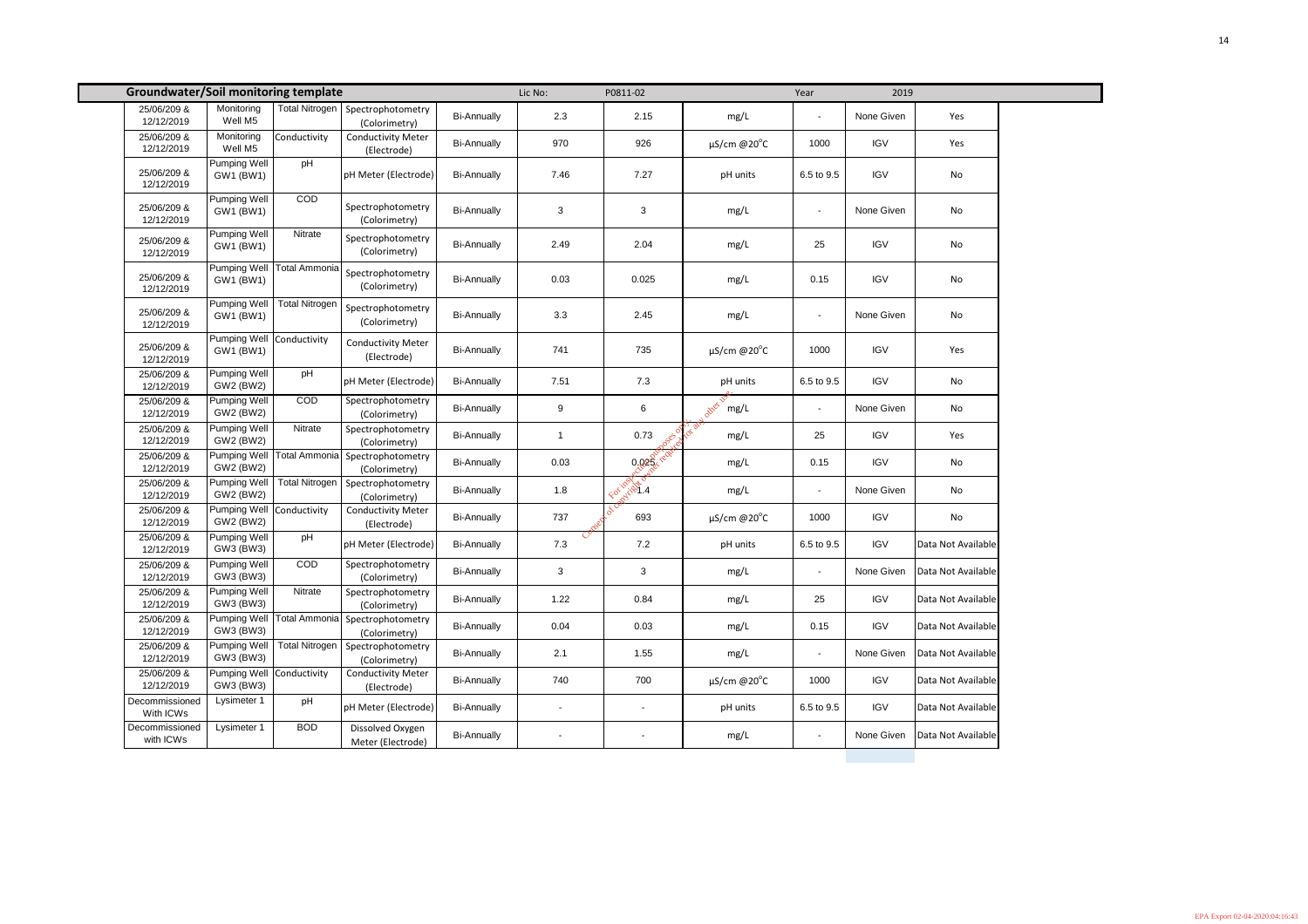| Groundwater/Soil monitoring template | | | | | Lic No: | P0811-02 | | Year | 2019 | |
|---|---|---|---|---|---|---|---|---|---|---|
| 25/06/209 & 12/12/2019 | Monitoring Well M5 | Total Nitrogen | Spectrophotometry (Colorimetry) | Bi-Annually | 2.3 | 2.15 | mg/L | - | None Given | Yes |
| 25/06/209 & 12/12/2019 | Monitoring Well M5 | Conductivity | Conductivity Meter (Electrode) | Bi-Annually | 970 | 926 | µS/cm @20°C | 1000 | IGV | Yes |
| 25/06/209 & 12/12/2019 | Pumping Well GW1 (BW1) | pH | pH Meter (Electrode) | Bi-Annually | 7.46 | 7.27 | pH units | 6.5 to 9.5 | IGV | No |
| 25/06/209 & 12/12/2019 | Pumping Well GW1 (BW1) | COD | Spectrophotometry (Colorimetry) | Bi-Annually | 3 | 3 | mg/L | - | None Given | No |
| 25/06/209 & 12/12/2019 | Pumping Well GW1 (BW1) | Nitrate | Spectrophotometry (Colorimetry) | Bi-Annually | 2.49 | 2.04 | mg/L | 25 | IGV | No |
| 25/06/209 & 12/12/2019 | Pumping Well GW1 (BW1) | Total Ammonia | Spectrophotometry (Colorimetry) | Bi-Annually | 0.03 | 0.025 | mg/L | 0.15 | IGV | No |
| 25/06/209 & 12/12/2019 | Pumping Well GW1 (BW1) | Total Nitrogen | Spectrophotometry (Colorimetry) | Bi-Annually | 3.3 | 2.45 | mg/L | - | None Given | No |
| 25/06/209 & 12/12/2019 | Pumping Well GW1 (BW1) | Conductivity | Conductivity Meter (Electrode) | Bi-Annually | 741 | 735 | µS/cm @20°C | 1000 | IGV | Yes |
| 25/06/209 & 12/12/2019 | Pumping Well GW2 (BW2) | pH | pH Meter (Electrode) | Bi-Annually | 7.51 | 7.3 | pH units | 6.5 to 9.5 | IGV | No |
| 25/06/209 & 12/12/2019 | Pumping Well GW2 (BW2) | COD | Spectrophotometry (Colorimetry) | Bi-Annually | 9 | 6 | mg/L | - | None Given | No |
| 25/06/209 & 12/12/2019 | Pumping Well GW2 (BW2) | Nitrate | Spectrophotometry (Colorimetry) | Bi-Annually | 1 | 0.73 | mg/L | 25 | IGV | Yes |
| 25/06/209 & 12/12/2019 | Pumping Well GW2 (BW2) | Total Ammonia | Spectrophotometry (Colorimetry) | Bi-Annually | 0.03 | 0.025 | mg/L | 0.15 | IGV | No |
| 25/06/209 & 12/12/2019 | Pumping Well GW2 (BW2) | Total Nitrogen | Spectrophotometry (Colorimetry) | Bi-Annually | 1.8 | 1.4 | mg/L | - | None Given | No |
| 25/06/209 & 12/12/2019 | Pumping Well GW2 (BW2) | Conductivity | Conductivity Meter (Electrode) | Bi-Annually | 737 | 693 | µS/cm @20°C | 1000 | IGV | No |
| 25/06/209 & 12/12/2019 | Pumping Well GW3 (BW3) | pH | pH Meter (Electrode) | Bi-Annually | 7.3 | 7.2 | pH units | 6.5 to 9.5 | IGV | Data Not Available |
| 25/06/209 & 12/12/2019 | Pumping Well GW3 (BW3) | COD | Spectrophotometry (Colorimetry) | Bi-Annually | 3 | 3 | mg/L | - | None Given | Data Not Available |
| 25/06/209 & 12/12/2019 | Pumping Well GW3 (BW3) | Nitrate | Spectrophotometry (Colorimetry) | Bi-Annually | 1.22 | 0.84 | mg/L | 25 | IGV | Data Not Available |
| 25/06/209 & 12/12/2019 | Pumping Well GW3 (BW3) | Total Ammonia | Spectrophotometry (Colorimetry) | Bi-Annually | 0.04 | 0.03 | mg/L | 0.15 | IGV | Data Not Available |
| 25/06/209 & 12/12/2019 | Pumping Well GW3 (BW3) | Total Nitrogen | Spectrophotometry (Colorimetry) | Bi-Annually | 2.1 | 1.55 | mg/L | - | None Given | Data Not Available |
| 25/06/209 & 12/12/2019 | Pumping Well GW3 (BW3) | Conductivity | Conductivity Meter (Electrode) | Bi-Annually | 740 | 700 | µS/cm @20°C | 1000 | IGV | Data Not Available |
| Decommissioned With ICWs | Lysimeter 1 | pH | pH Meter (Electrode) | Bi-Annually | - | - | pH units | 6.5 to 9.5 | IGV | Data Not Available |
| Decommissioned with ICWs | Lysimeter 1 | BOD | Dissolved Oxygen Meter (Electrode) | Bi-Annually | - | - | mg/L | - | None Given | Data Not Available |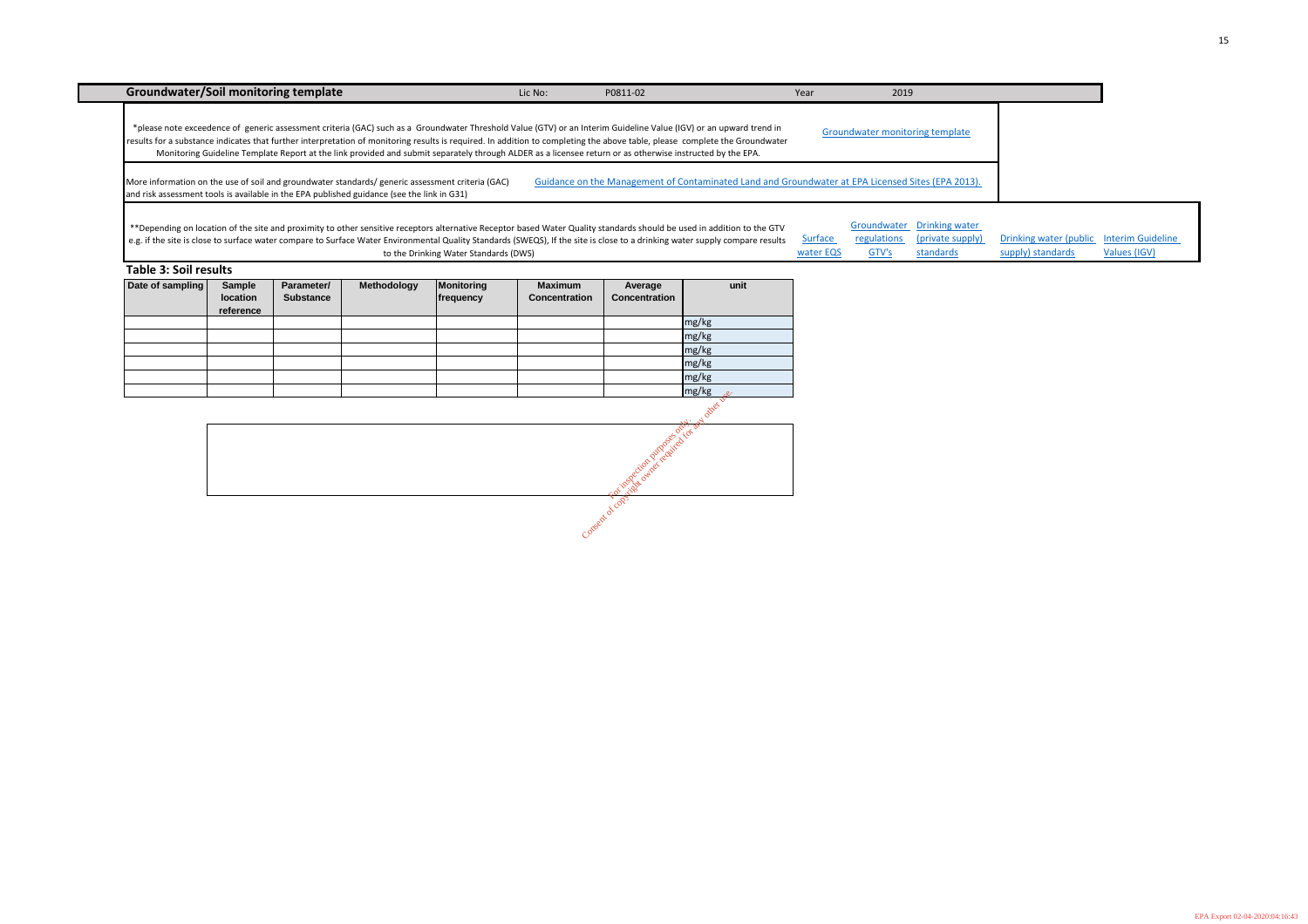## Groundwater/Soil monitoring template

Lic No: P0811-02 | Year 2019

*please note exceedence of generic assessment criteria (GAC) such as a Groundwater Threshold Value (GTV) or an Interim Guideline Value (IGV) or an upward trend in results for a substance indicates that further interpretation of monitoring results is required. In addition to completing the above table, please complete the Groundwater Monitoring Guideline Template Report at the link provided and submit separately through ALDER as a licensee return or as otherwise instructed by the EPA.

Groundwater monitoring template

More information on the use of soil and groundwater standards/ generic assessment criteria (GAC) and risk assessment tools is available in the EPA published guidance (see the link in G31)

Guidance on the Management of Contaminated Land and Groundwater at EPA Licensed Sites (EPA 2013).

**Depending on location of the site and proximity to other sensitive receptors alternative Receptor based Water Quality standards should be used in addition to the GTV e.g. if the site is close to surface water compare to Surface Water Environmental Quality Standards (SWEQS), If the site is close to a drinking water supply compare results to the Drinking Water Standards (DWS)

Surface water EQS | Groundwater regulations GTV's | Drinking water (private supply) standards | Drinking water (public supply) standards | Interim Guideline Values (IGV)

### Table 3: Soil results

| Date of sampling | Sample location reference | Parameter/ Substance | Methodology | Monitoring frequency | Maximum Concentration | Average Concentration | unit |
|---|---|---|---|---|---|---|---|
| | | | | | | | mg/kg |
| | | | | | | | mg/kg |
| | | | | | | | mg/kg |
| | | | | | | | mg/kg |
| | | | | | | | mg/kg |
| | | | | | | | mg/kg |

Consent of copyright owner required for any other use. For inspection purposes only.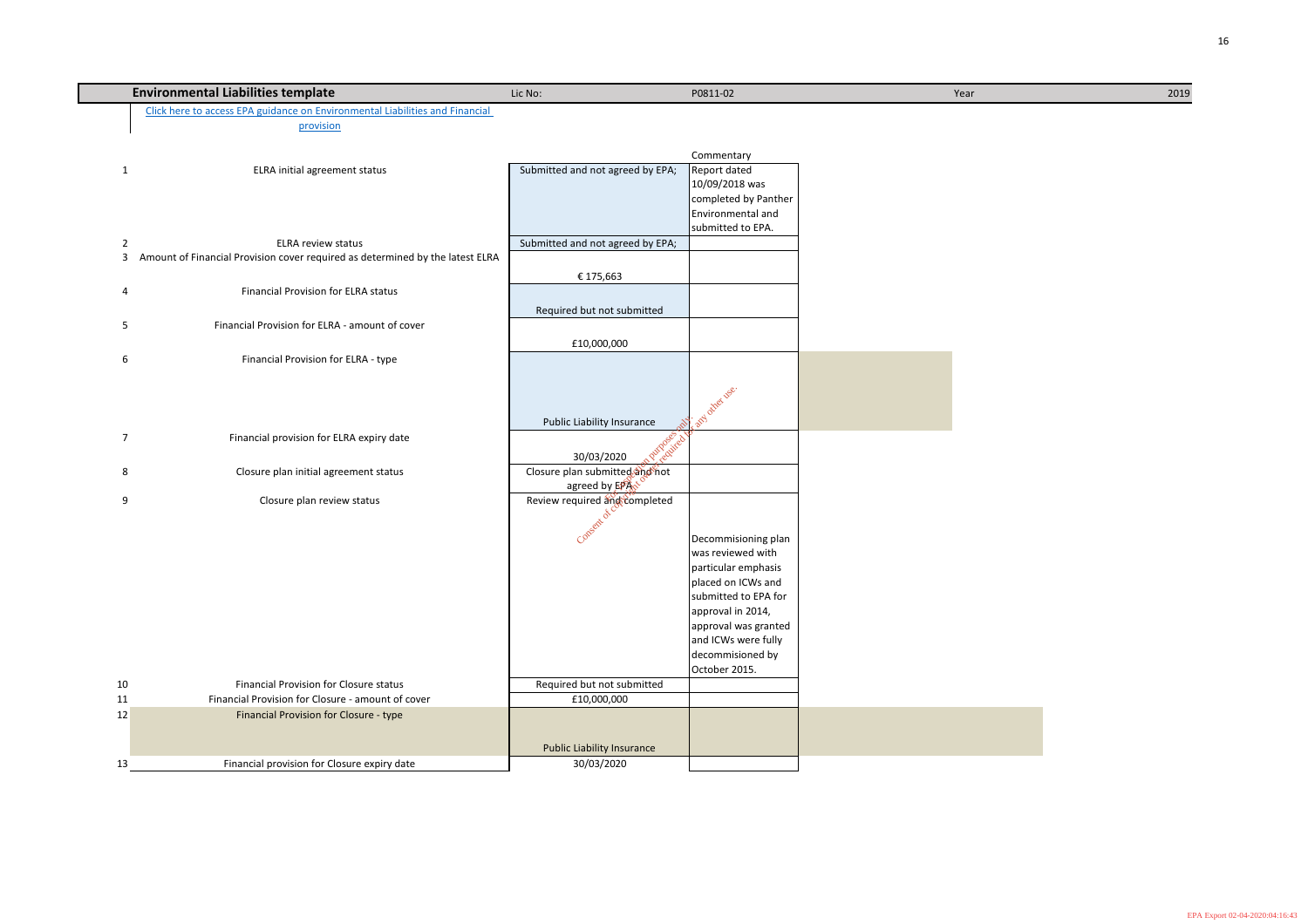| Environmental Liabilities template | Lic No: | P0811-02 | Year | 2019 |
|---|---|---|---|---|

[Click here to access EPA guidance on Environmental Liabilities and Financial provision]

| # | Item | Status | Commentary |
|---|---|---|---|
| 1 | ELRA initial agreement status | Submitted and not agreed by EPA; | Report dated 10/09/2018 was completed by Panther Environmental and submitted to EPA. |
| 2 | ELRA review status | Submitted and not agreed by EPA; | |
| 3 | Amount of Financial Provision cover required as determined by the latest ELRA | € 175,663 | |
| 4 | Financial Provision for ELRA status | Required but not submitted | |
| 5 | Financial Provision for ELRA - amount of cover | £10,000,000 | |
| 6 | Financial Provision for ELRA - type | Public Liability Insurance | |
| 7 | Financial provision for ELRA expiry date | 30/03/2020 | |
| 8 | Closure plan initial agreement status | Closure plan submitted and not agreed by EPA | |
| 9 | Closure plan review status | Review required and completed | Decommisioning plan was reviewed with particular emphasis placed on ICWs and submitted to EPA for approval in 2014, approval was granted and ICWs were fully decommissioned by October 2015. |
| 10 | Financial Provision for Closure status | Required but not submitted | |
| 11 | Financial Provision for Closure - amount of cover | £10,000,000 | |
| 12 | Financial Provision for Closure - type | Public Liability Insurance | |
| 13 | Financial provision for Closure expiry date | 30/03/2020 | |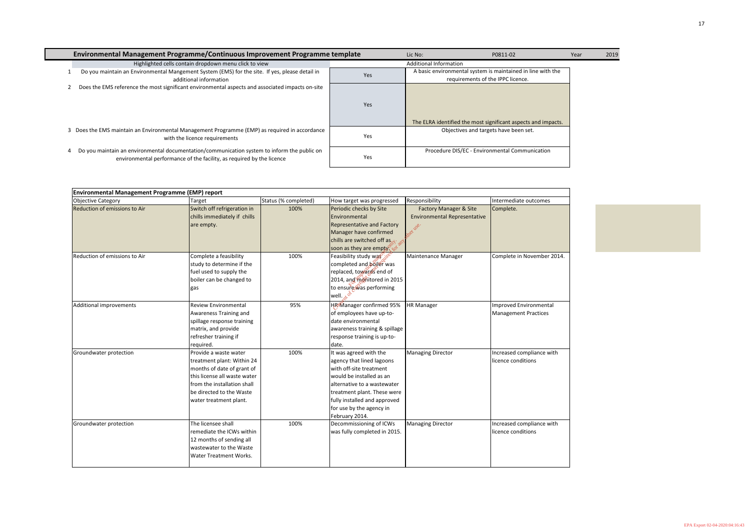## Environmental Management Programme/Continuous Improvement Programme template

Lic No: P0811-02 | Year 2019

Highlighted cells contain dropdown menu click to view

| # | Question | Answer | Additional Information |
|---|---|---|---|
| 1 | Do you maintain an Environmental Mangement System (EMS) for the site. If yes, please detail in additional information | Yes | A basic environmental system is maintained in line with the requirements of the IPPC licence. |
| 2 | Does the EMS reference the most significant environmental aspects and associated impacts on-site | Yes | The ELRA identified the most significant aspects and impacts. |
| 3 | Does the EMS maintain an Environmental Management Programme (EMP) as required in accordance with the licence requirements | Yes | Objectives and targets have been set. |
| 4 | Do you maintain an environmental documentation/communication system to inform the public on environmental performance of the facility, as required by the licence | Yes | Procedure DIS/EC - Environmental Communication |

### Environmental Management Programme (EMP) report

| Objective Category | Target | Status (% completed) | How target was progressed | Responsibility | Intermediate outcomes |
|---|---|---|---|---|---|
| Reduction of emissions to Air | Switch off refrigeration in chills immediately if chills are empty. | 100% | Periodic checks by Site Environmental Representative and Factory Manager have confirmed chills are switched off as soon as they are empty. | Factory Manager & Site Environmental Representative | Complete. |
| Reduction of emissions to Air | Complete a feasibility study to determine if the fuel used to supply the boiler can be changed to gas | 100% | Feasibility study was completed and boiler was replaced, towards end of 2014, and monitored in 2015 to ensure was performing well. | Maintenance Manager | Complete in November 2014. |
| Additional improvements | Review Environmental Awareness Training and spillage response training matrix, and provide refresher training if required. | 95% | HR Manager confirmed 95% of employees have up-to-date environmental awareness training & spillage response training is up-to-date. | HR Manager | Improved Environmental Management Practices |
| Groundwater protection | Provide a waste water treatment plant: Within 24 months of date of grant of this license all waste water from the installation shall be directed to the Waste water treatment plant. | 100% | It was agreed with the agency that lined lagoons with off-site treatment would be installed as an alternative to a wastewater treatment plant. These were fully installed and approved for use by the agency in February 2014. | Managing Director | Increased compliance with licence conditions |
| Groundwater protection | The licensee shall remediate the ICWs within 12 months of sending all wastewater to the Waste Water Treatment Works. | 100% | Decommissioning of ICWs was fully completed in 2015. | Managing Director | Increased compliance with licence conditions |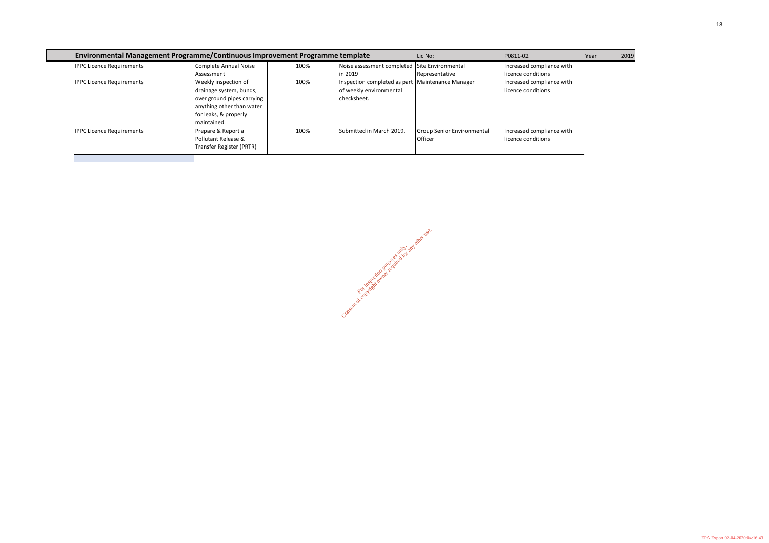| Environmental Management Programme/Continuous Improvement Programme template | | | | Lic No: | P0811-02 | Year | 2019 |
|---|---|---|---|---|---|---|---|
| IPPC Licence Requirements | Complete Annual Noise Assessment | 100% | Noise assessment completed in 2019 | Site Environmental Representative | Increased compliance with licence conditions | | |
| IPPC Licence Requirements | Weekly inspection of drainage system, bunds, over ground pipes carrying anything other than water for leaks, & properly maintained. | 100% | Inspection completed as part of weekly environmental checksheet. | Maintenance Manager | Increased compliance with licence conditions | | |
| IPPC Licence Requirements | Prepare & Report a Pollutant Release & Transfer Register (PRTR) | 100% | Submitted in March 2019. | Group Senior Environmental Officer | Increased compliance with licence conditions | | |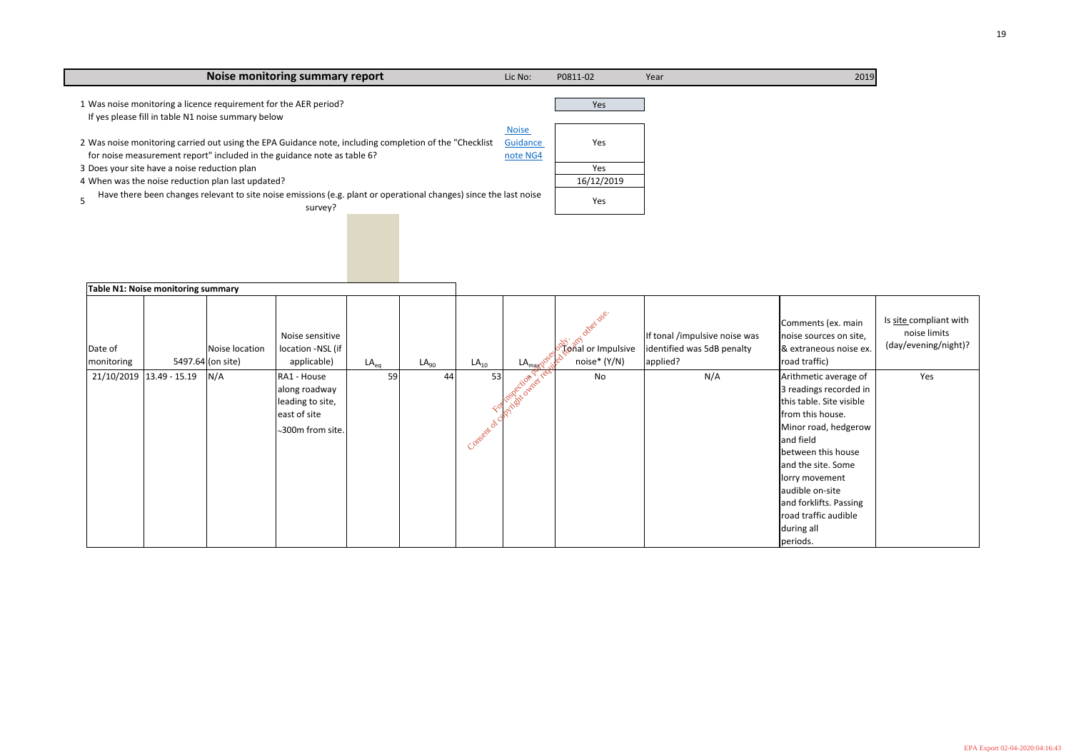## Noise monitoring summary report

Lic No: P0811-02 | Year: 2019

| | Question | | Answer |
|---|---|---|---|
| 1 | Was noise monitoring a licence requirement for the AER period? If yes please fill in table N1 noise summary below | | Yes |
| 2 | Was noise monitoring carried out using the EPA Guidance note, including completion of the "Checklist for noise measurement report" included in the guidance note as table 6? | Noise Guidance note NG4 | Yes |
| 3 | Does your site have a noise reduction plan | | Yes |
| 4 | When was the noise reduction plan last updated? | | 16/12/2019 |
| 5 | Have there been changes relevant to site noise emissions (e.g. plant or operational changes) since the last noise survey? | | Yes |

**Table N1: Noise monitoring summary**

| Date of monitoring | 5497.64 | Noise location (on site) | Noise sensitive location -NSL (if applicable) | $LA_{eq}$ | $LA_{90}$ | $LA_{10}$ | $LA_{max}$ | Tonal or Impulsive noise* (Y/N) | If tonal /impulsive noise was identified was 5dB penalty applied? | Comments (ex. main noise sources on site, & extraneous noise ex. road traffic) | Is site compliant with noise limits (day/evening/night)? |
|---|---|---|---|---|---|---|---|---|---|---|---|
| 21/10/2019 | 13.49 - 15.19 | N/A | RA1 - House along roadway leading to site, east of site ~300m from site. | 59 | 44 | 53 | | No | N/A | Arithmetic average of 3 readings recorded in this table. Site visible from this house. Minor road, hedgerow and field between this house and the site. Some lorry movement audible on-site and forklifts. Passing road traffic audible during all periods. | Yes |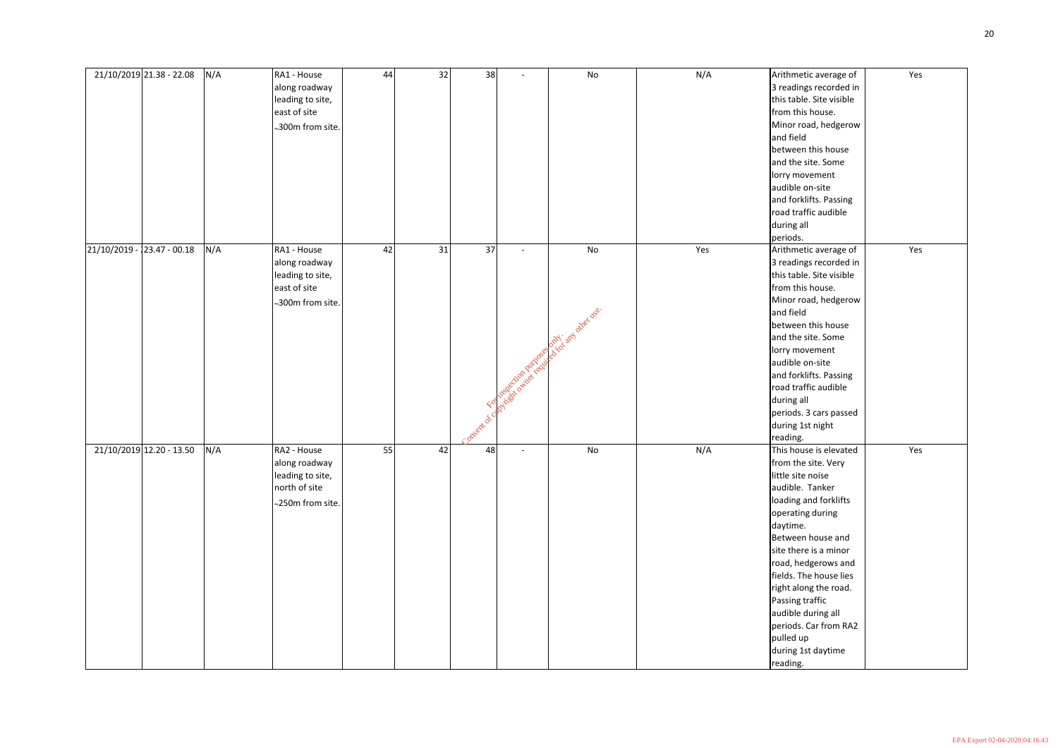| | | | | | | | | | | | |
|---|---|---|---|---|---|---|---|---|---|---|---|
| 21/10/2019 | 21.38 - 22.08 | N/A | RA1 - House along roadway leading to site, east of site ~300m from site. | 44 | 32 | 38 | - | No | N/A | Arithmetic average of 3 readings recorded in this table. Site visible from this house. Minor road, hedgerow and field between this house and the site. Some lorry movement audible on-site and forklifts. Passing road traffic audible during all periods. | Yes |
| 21/10/2019 - | 23.47 - 00.18 | N/A | RA1 - House along roadway leading to site, east of site ~300m from site. | 42 | 31 | 37 | - | No | Yes | Arithmetic average of 3 readings recorded in this table. Site visible from this house. Minor road, hedgerow and field between this house and the site. Some lorry movement audible on-site and forklifts. Passing road traffic audible during all periods. 3 cars passed during 1st night reading. | Yes |
| 21/10/2019 | 12.20 - 13.50 | N/A | RA2 - House along roadway leading to site, north of site ~250m from site. | 55 | 42 | 48 | - | No | N/A | This house is elevated from the site. Very little site noise audible. Tanker loading and forklifts operating during daytime. Between house and site there is a minor road, hedgerows and fields. The house lies right along the road. Passing traffic audible during all periods. Car from RA2 pulled up during 1st daytime reading. | Yes |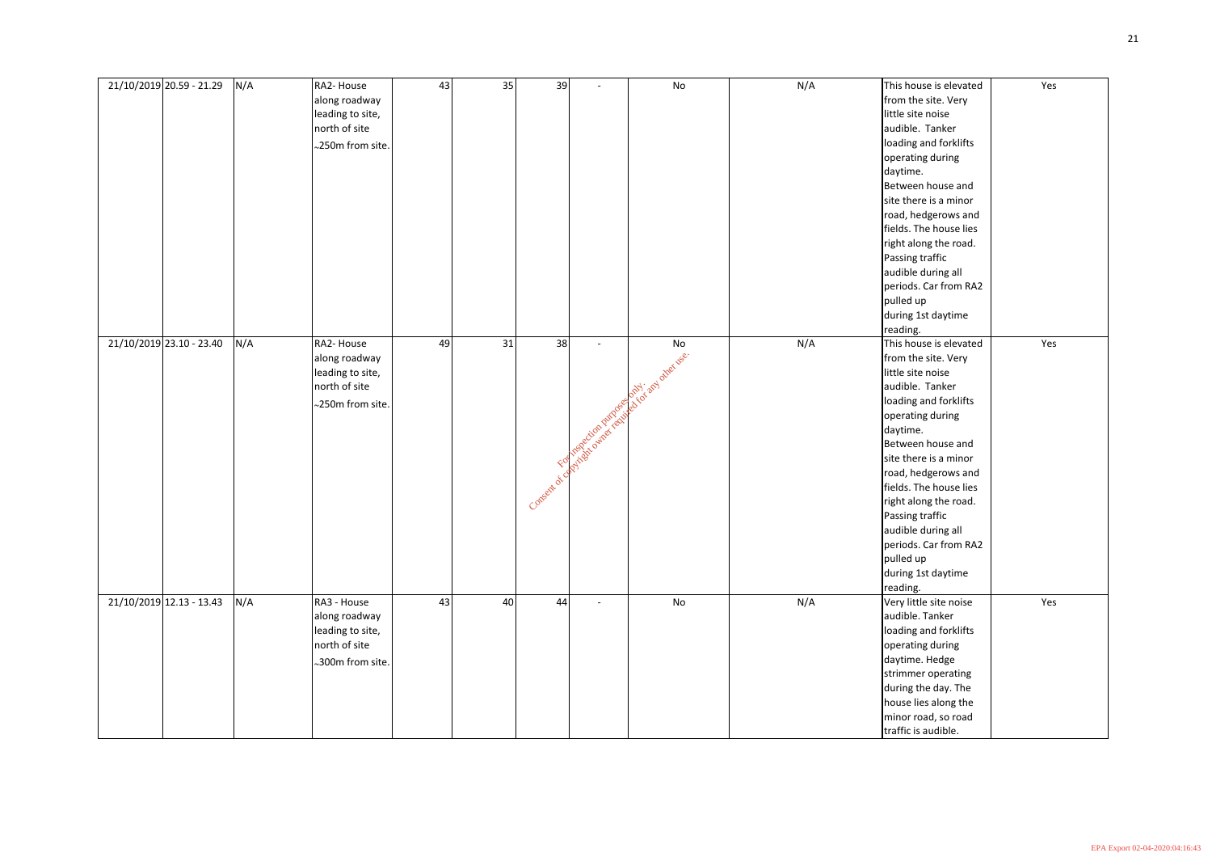| 21/10/2019 | 20.59 - 21.29 | N/A | RA2- House along roadway leading to site, north of site ~250m from site. | 43 | 35 | 39 | - | No | N/A | This house is elevated from the site. Very little site noise audible. Tanker loading and forklifts operating during daytime. Between house and site there is a minor road, hedgerows and fields. The house lies right along the road. Passing traffic audible during all periods. Car from RA2 pulled up during 1st daytime reading. | Yes |
|---|---|---|---|---|---|---|---|---|---|---|---|
| 21/10/2019 | 23.10 - 23.40 | N/A | RA2- House along roadway leading to site, north of site ~250m from site. | 49 | 31 | 38 | - | No | N/A | This house is elevated from the site. Very little site noise audible. Tanker loading and forklifts operating during daytime. Between house and site there is a minor road, hedgerows and fields. The house lies right along the road. Passing traffic audible during all periods. Car from RA2 pulled up during 1st daytime reading. | Yes |
| 21/10/2019 | 12.13 - 13.43 | N/A | RA3 - House along roadway leading to site, north of site ~300m from site. | 43 | 40 | 44 | - | No | N/A | Very little site noise audible. Tanker loading and forklifts operating during daytime. Hedge strimmer operating during the day. The house lies along the minor road, so road traffic is audible. | Yes |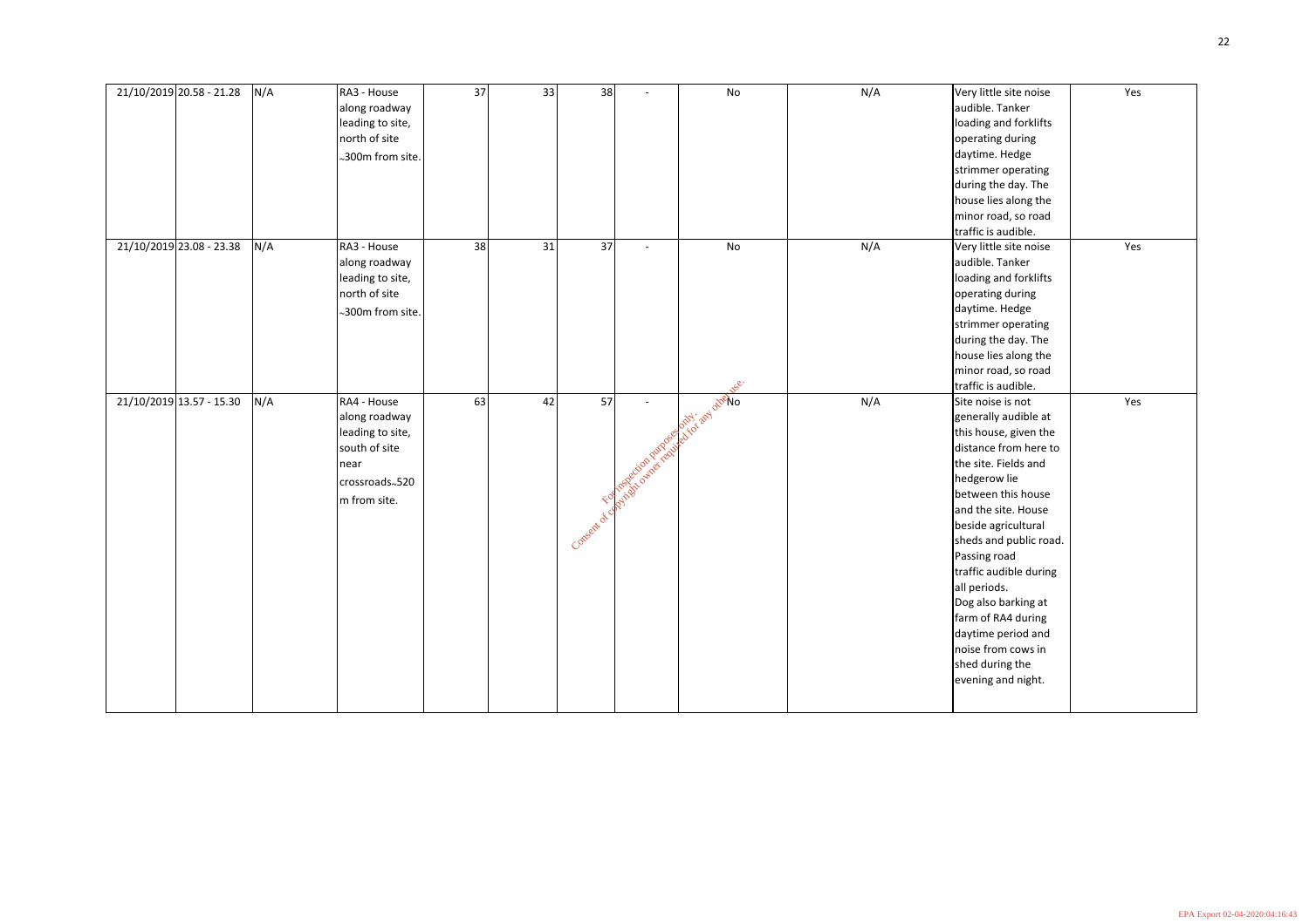| | | | | | | | | | | | |
|---|---|---|---|---|---|---|---|---|---|---|---|
| 21/10/2019 | 20.58 - 21.28 | N/A | RA3 - House along roadway leading to site, north of site ~300m from site. | 37 | 33 | 38 | - | No | N/A | Very little site noise audible. Tanker loading and forklifts operating during daytime. Hedge strimmer operating during the day. The house lies along the minor road, so road traffic is audible. | Yes |
| 21/10/2019 | 23.08 - 23.38 | N/A | RA3 - House along roadway leading to site, north of site ~300m from site. | 38 | 31 | 37 | - | No | N/A | Very little site noise audible. Tanker loading and forklifts operating during daytime. Hedge strimmer operating during the day. The house lies along the minor road, so road traffic is audible. | Yes |
| 21/10/2019 | 13.57 - 15.30 | N/A | RA4 - House along roadway leading to site, south of site near crossroads~520 m from site. | 63 | 42 | 57 | - | No | N/A | Site noise is not generally audible at this house, given the distance from here to the site. Fields and hedgerow lie between this house and the site. House beside agricultural sheds and public road. Passing road traffic audible during all periods. Dog also barking at farm of RA4 during daytime period and noise from cows in shed during the evening and night. | Yes |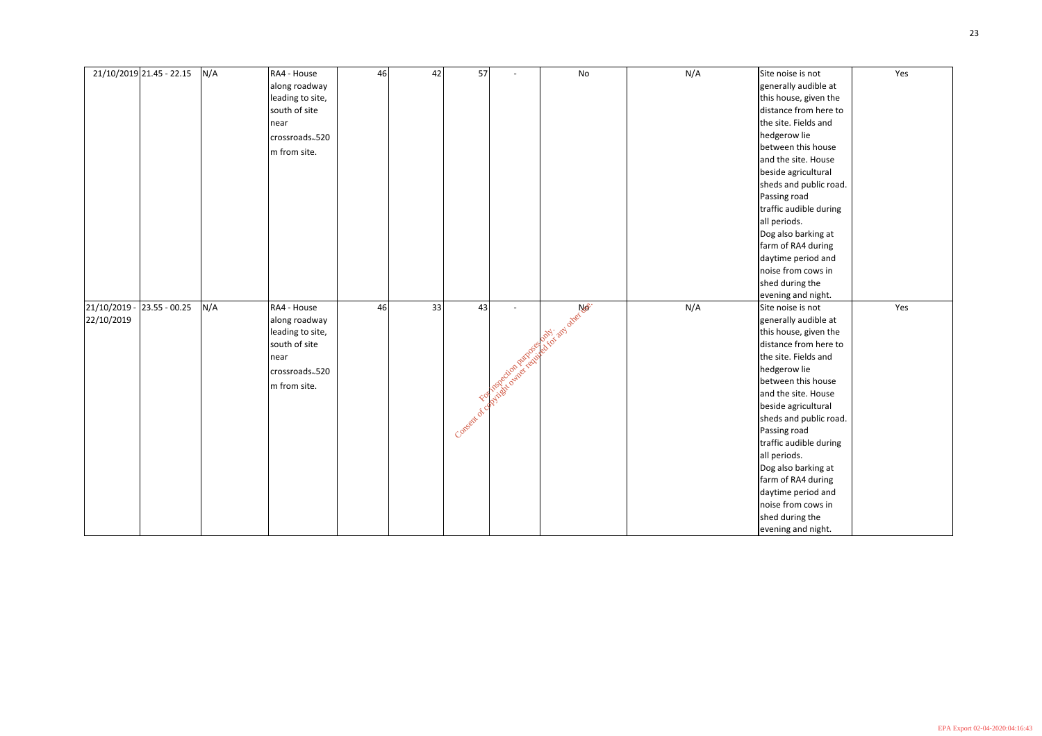| | | | | | | | | | | | |
|---|---|---|---|---|---|---|---|---|---|---|---|
| 21/10/2019 | 21.45 - 22.15 | N/A | RA4 - House along roadway leading to site, south of site near crossroads.,520 m from site. | 46 | 42 | 57 | - | No | N/A | Site noise is not generally audible at this house, given the distance from here to the site. Fields and hedgerow lie between this house and the site. House beside agricultural sheds and public road. Passing road traffic audible during all periods. Dog also barking at farm of RA4 during daytime period and noise from cows in shed during the evening and night. | Yes |
| 21/10/2019 - 22/10/2019 | 23.55 - 00.25 | N/A | RA4 - House along roadway leading to site, south of site near crossroads.,520 m from site. | 46 | 33 | 43 | - | No | N/A | Site noise is not generally audible at this house, given the distance from here to the site. Fields and hedgerow lie between this house and the site. House beside agricultural sheds and public road. Passing road traffic audible during all periods. Dog also barking at farm of RA4 during daytime period and noise from cows in shed during the evening and night. | Yes |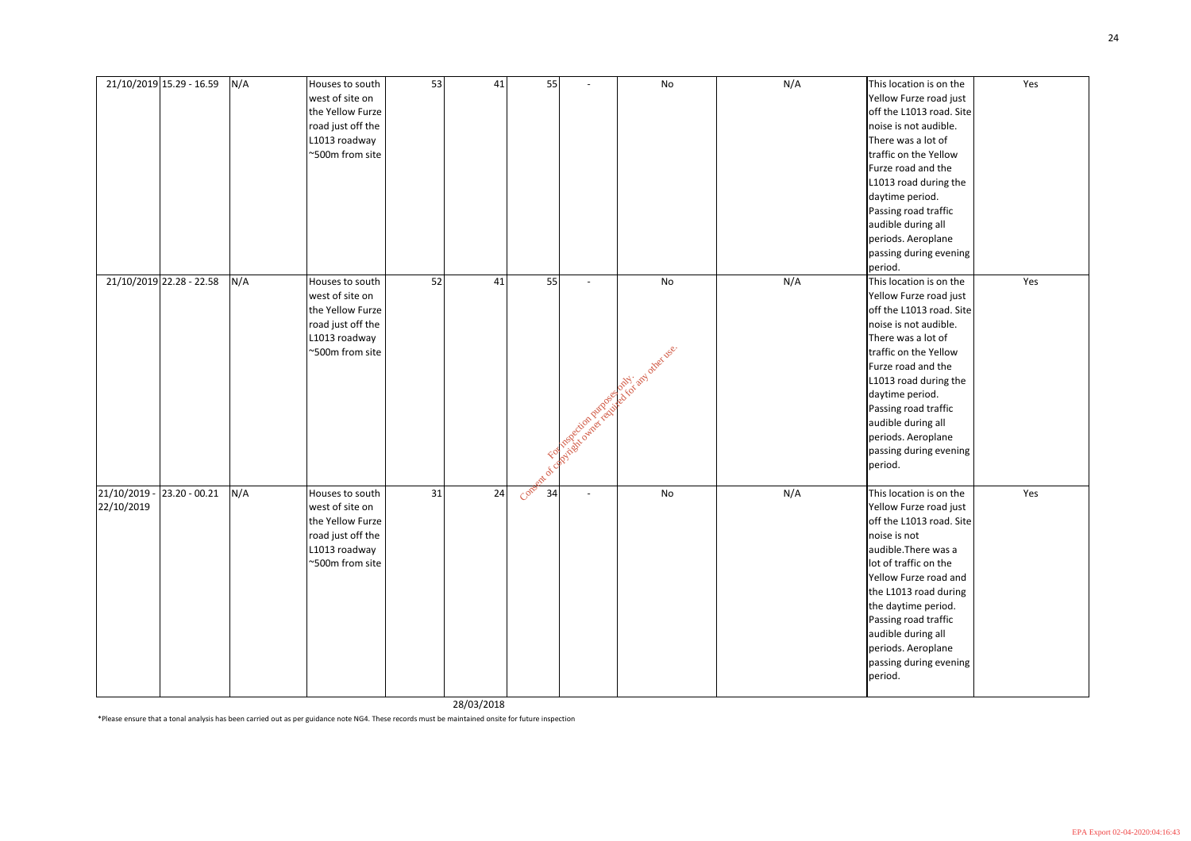| | | | | | | | | | | | |
|---|---|---|---|---|---|---|---|---|---|---|---|
| 21/10/2019 | 15.29 - 16.59 | N/A | Houses to south west of site on the Yellow Furze road just off the L1013 roadway ~500m from site | 53 | 41 | 55 | - | No | N/A | This location is on the Yellow Furze road just off the L1013 road. Site noise is not audible. There was a lot of traffic on the Yellow Furze road and the L1013 road during the daytime period. Passing road traffic audible during all periods. Aeroplane passing during evening period. | Yes |
| 21/10/2019 | 22.28 - 22.58 | N/A | Houses to south west of site on the Yellow Furze road just off the L1013 roadway ~500m from site | 52 | 41 | 55 | - | No | N/A | This location is on the Yellow Furze road just off the L1013 road. Site noise is not audible. There was a lot of traffic on the Yellow Furze road and the L1013 road during the daytime period. Passing road traffic audible during all periods. Aeroplane passing during evening period. | Yes |
| 21/10/2019 - 22/10/2019 | 23.20 - 00.21 | N/A | Houses to south west of site on the Yellow Furze road just off the L1013 roadway ~500m from site | 31 | 24 | 34 | - | No | N/A | This location is on the Yellow Furze road just off the L1013 road. Site noise is not audible.There was a lot of traffic on the Yellow Furze road and the L1013 road during the daytime period. Passing road traffic audible during all periods. Aeroplane passing during evening period. | Yes |

28/03/2018

*Please ensure that a tonal analysis has been carried out as per guidance note NG4. These records must be maintained onsite for future inspection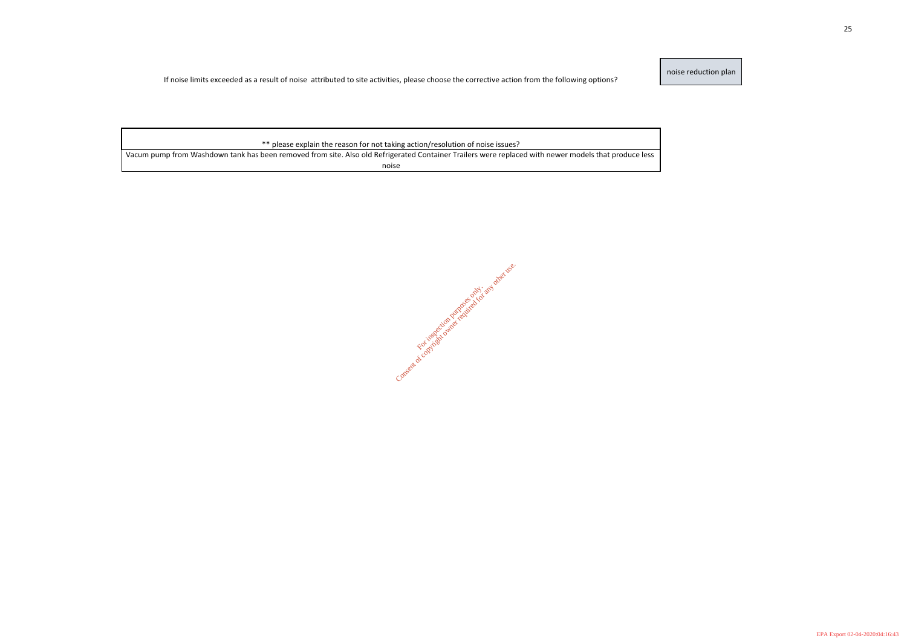If noise limits exceeded as a result of noise attributed to site activities, please choose the corrective action from the following options?

| noise reduction plan |
|---|

| ** please explain the reason for not taking action/resolution of noise issues? |
|---|
| Vacum pump from Washdown tank has been removed from site. Also old Refrigerated Container Trailers were replaced with newer models that produce less noise |

For inspection purposes only. Consent of copyright owner required for any other use.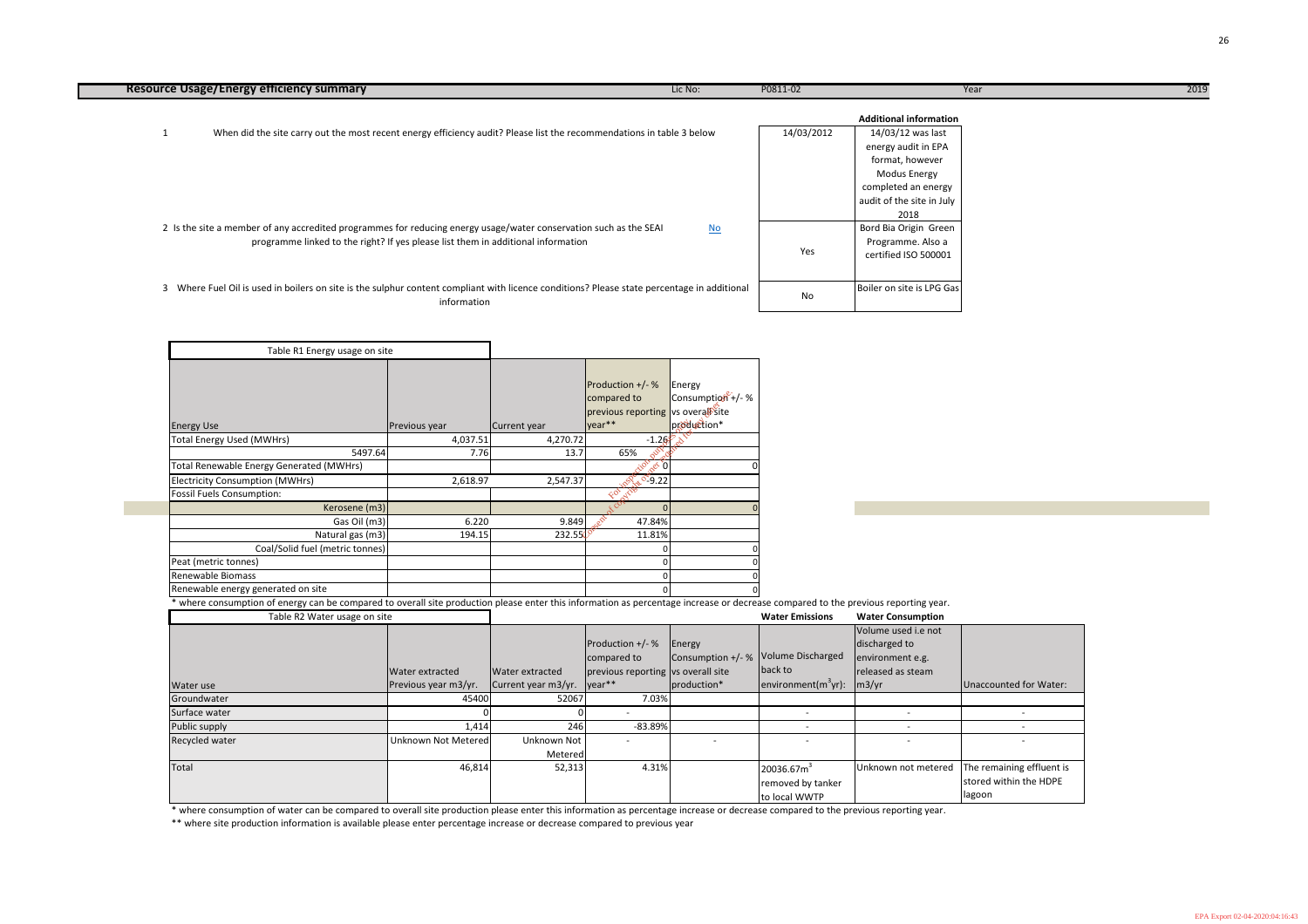## Resource Usage/Energy efficiency summary

Lic No: P0811-02 | Year 2019

| | Question | | Answer | Additional information |
|---|---|---|---|---|
| 1 | When did the site carry out the most recent energy efficiency audit? Please list the recommendations in table 3 below | | 14/03/2012 | 14/03/12 was last energy audit in EPA format, however Modus Energy completed an energy audit of the site in July 2018 |
| 2 | Is the site a member of any accredited programmes for reducing energy usage/water conservation such as the SEAI programme linked to the right? If yes please list them in additional information | No | Yes | Bord Bia Origin Green Programme. Also a certified ISO 500001 |
| 3 | Where Fuel Oil is used in boilers on site is the sulphur content compliant with licence conditions? Please state percentage in additional information | | No | Boiler on site is LPG Gas |

**Table R1 Energy usage on site**

| Energy Use | Previous year | Current year | Production +/- % compared to previous reporting year** | Energy Consumption +/- % vs overall site production* |
|---|---|---|---|---|
| Total Energy Used (MWHrs) | 4,037.51 | 4,270.72 | -1.26 | |
| 5497.64 | 7.76 | 13.7 | 65% | |
| Total Renewable Energy Generated (MWHrs) | | | 0 | 0 |
| Electricity Consumption (MWHrs) | 2,618.97 | 2,547.37 | -9.22 | |
| Fossil Fuels Consumption: | | | | |
| Kerosene (m3) | | | 0 | 0 |
| Gas Oil (m3) | 6.220 | 9.849 | 47.84% | |
| Natural gas (m3) | 194.15 | 232.55 | 11.81% | |
| Coal/Solid fuel (metric tonnes) | | | 0 | 0 |
| Peat (metric tonnes) | | | 0 | 0 |
| Renewable Biomass | | | 0 | 0 |
| Renewable energy generated on site | | | 0 | 0 |

\* where consumption of energy can be compared to overall site production please enter this information as percentage increase or decrease compared to the previous reporting year.

**Table R2 Water usage on site**

| Water use | Water extracted Previous year m3/yr. | Water extracted Current year m3/yr. | Production +/- % compared to previous reporting year** | Energy Consumption +/- % vs overall site production* | Water Emissions: Volume Discharged back to environment($m^3$yr): | Water Consumption: Volume used i.e not discharged to environment e.g. released as steam m3/yr | Unaccounted for Water: |
|---|---|---|---|---|---|---|---|
| Groundwater | 45400 | 52067 | 7.03% | | | | |
| Surface water | 0 | 0 | - | | - | - | - |
| Public supply | 1,414 | 246 | -83.89% | | - | - | - |
| Recycled water | Unknown Not Metered | Unknown Not Metered | - | - | - | - | - |
| Total | 46,814 | 52,313 | 4.31% | | 20036.67$m^3$ removed by tanker to local WWTP | Unknown not metered | The remaining effluent is stored within the HDPE lagoon |

\* where consumption of water can be compared to overall site production please enter this information as percentage increase or decrease compared to the previous reporting year.

\*\* where site production information is available please enter percentage increase or decrease compared to previous year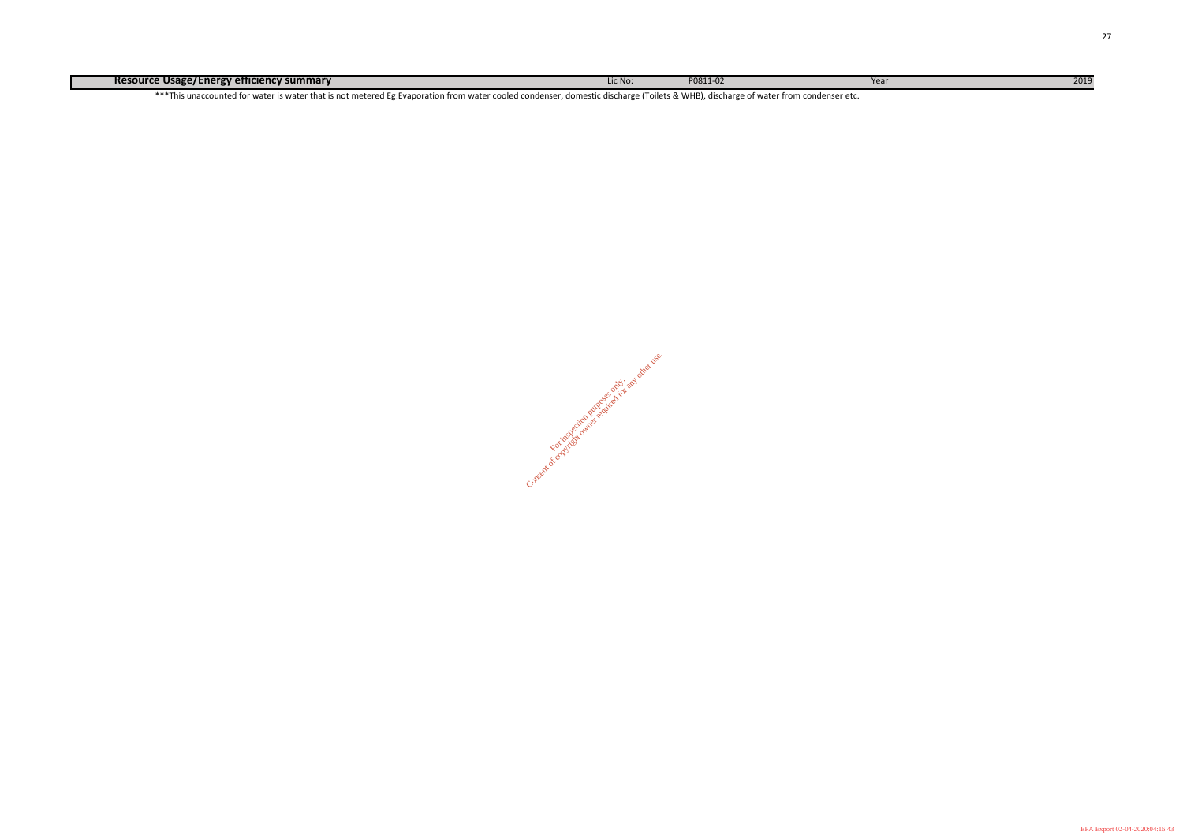| Resource Usage/Energy efficiency summary | Lic No: | P0811-02 | Year | 2019 |
| --- | --- | --- | --- | --- |

***This unaccounted for water is water that is not metered Eg:Evaporation from water cooled condenser, domestic discharge (Toilets & WHB), discharge of water from condenser etc.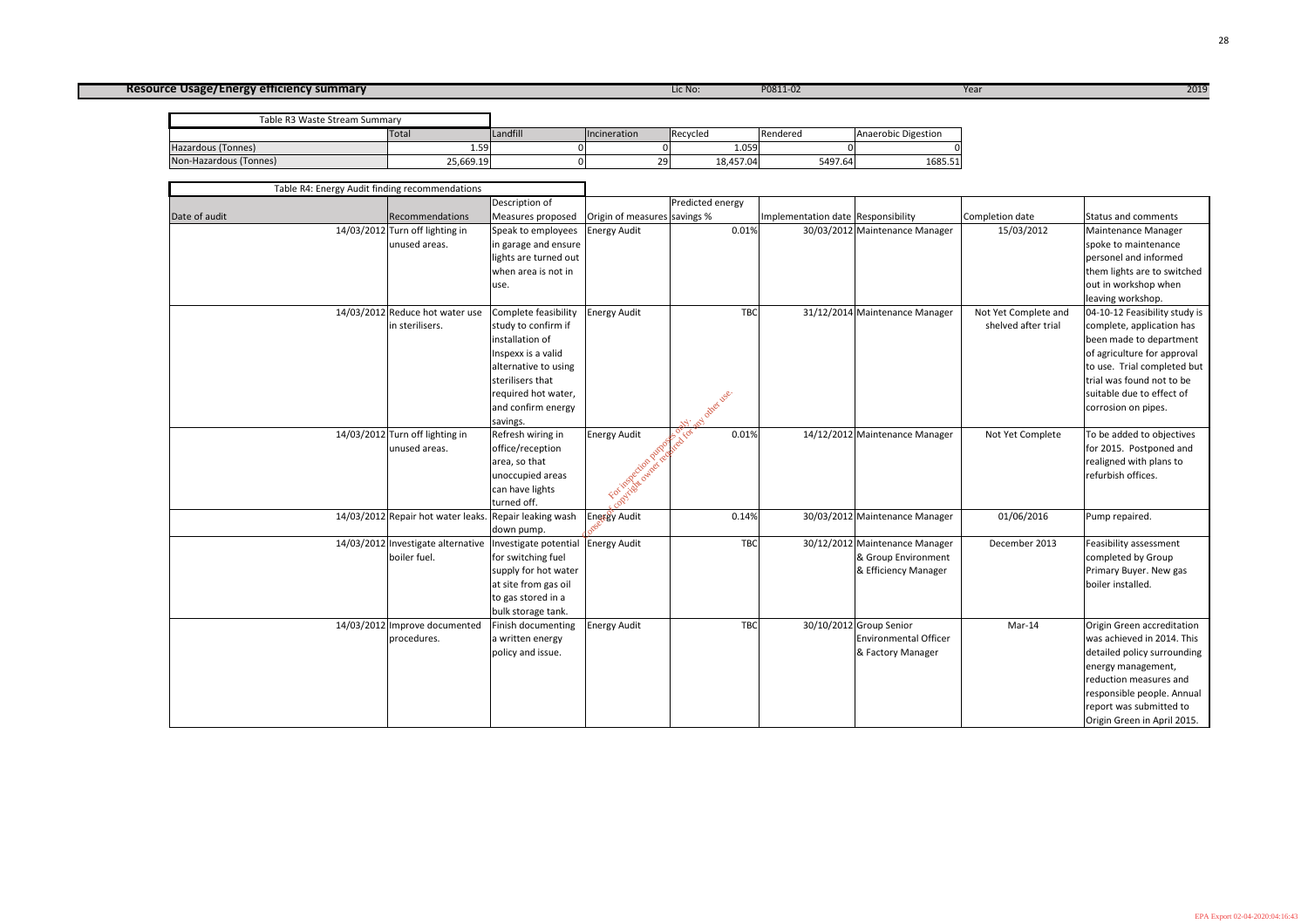**Resource Usage/Energy efficiency summary** Lic No: P0811-02 Year 2019

| Table R3 Waste Stream Summary | | | | | | |
|---|---|---|---|---|---|---|
| | Total | Landfill | Incineration | Recycled | Rendered | Anaerobic Digestion |
| Hazardous (Tonnes) | 1.59 | 0 | 0 | 1.059 | 0 | 0 |
| Non-Hazardous (Tonnes) | 25,669.19 | 0 | 29 | 18,457.04 | 5497.64 | 1685.51 |

Table R4: Energy Audit finding recommendations

| Date of audit | Recommendations | Description of Measures proposed | Origin of measures | Predicted energy savings % | Implementation date | Responsibility | Completion date | Status and comments |
|---|---|---|---|---|---|---|---|---|
| 14/03/2012 | Turn off lighting in unused areas. | Speak to employees in garage and ensure lights are turned out when area is not in use. | Energy Audit | 0.01% | 30/03/2012 | Maintenance Manager | 15/03/2012 | Maintenance Manager spoke to maintenance personel and informed them lights are to switched out in workshop when leaving workshop. |
| 14/03/2012 | Reduce hot water use in sterilisers. | Complete feasibility study to confirm if installation of Inspexx is a valid alternative to using sterilisers that required hot water, and confirm energy savings. | Energy Audit | TBC | 31/12/2014 | Maintenance Manager | Not Yet Complete and shelved after trial | 04-10-12 Feasibility study is complete, application has been made to department of agriculture for approval to use. Trial completed but trial was found not to be suitable due to effect of corrosion on pipes. |
| 14/03/2012 | Turn off lighting in unused areas. | Refresh wiring in office/reception area, so that unoccupied areas can have lights turned off. | Energy Audit | 0.01% | 14/12/2012 | Maintenance Manager | Not Yet Complete | To be added to objectives for 2015. Postponed and realigned with plans to refurbish offices. |
| 14/03/2012 | Repair hot water leaks. | Repair leaking wash down pump. | Energy Audit | 0.14% | 30/03/2012 | Maintenance Manager | 01/06/2016 | Pump repaired. |
| 14/03/2012 | Investigate alternative boiler fuel. | Investigate potential for switching fuel supply for hot water at site from gas oil to gas stored in a bulk storage tank. | Energy Audit | TBC | 30/12/2012 | Maintenance Manager & Group Environment & Efficiency Manager | December 2013 | Feasibility assessment completed by Group Primary Buyer. New gas boiler installed. |
| 14/03/2012 | Improve documented procedures. | Finish documenting a written energy policy and issue. | Energy Audit | TBC | 30/10/2012 | Group Senior Environmental Officer & Factory Manager | Mar-14 | Origin Green accreditation was achieved in 2014. This detailed policy surrounding energy management, reduction measures and responsible people. Annual report was submitted to Origin Green in April 2015. |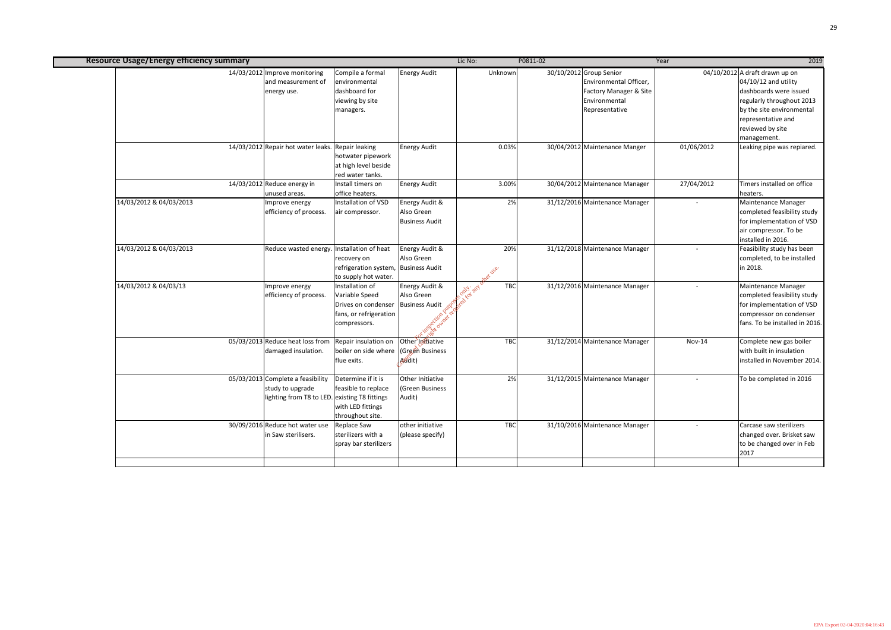**Resource Usage/Energy efficiency summary** Lic No: P0811-02 Year 2019

| Date | Objective | Description | Source | Saving | Target date | Responsibility | Completion date | Comments |
|---|---|---|---|---|---|---|---|---|
| 14/03/2012 | Improve monitoring and measurement of energy use. | Compile a formal environmental dashboard for viewing by site managers. | Energy Audit | Unknown | 30/10/2012 | Group Senior Environmental Officer, Factory Manager & Site Environmental Representative | 04/10/2012 | A draft drawn up on 04/10/12 and utility dashboards were issued regularly throughout 2013 by the site environmental representative and reviewed by site management. |
| 14/03/2012 | Repair hot water leaks. | Repair leaking hotwater pipework at high level beside red water tanks. | Energy Audit | 0.03% | 30/04/2012 | Maintenance Manger | 01/06/2012 | Leaking pipe was repiared. |
| 14/03/2012 | Reduce energy in unused areas. | Install timers on office heaters. | Energy Audit | 3.00% | 30/04/2012 | Maintenance Manager | 27/04/2012 | Timers installed on office heaters. |
| 14/03/2012 & 04/03/2013 | Improve energy efficiency of process. | Installation of VSD air compressor. | Energy Audit & Also Green Business Audit | 2% | 31/12/2016 | Maintenance Manager | - | Maintenance Manager completed feasibility study for implementation of VSD air compressor. To be installed in 2016. |
| 14/03/2012 & 04/03/2013 | Reduce wasted energy. | Installation of heat recovery on refrigeration system, to supply hot water. | Energy Audit & Also Green Business Audit | 20% | 31/12/2018 | Maintenance Manager | - | Feasibility study has been completed, to be installed in 2018. |
| 14/03/2012 & 04/03/13 | Improve energy efficiency of process. | Installation of Variable Speed Drives on condenser fans, or refrigeration compressors. | Energy Audit & Also Green Business Audit | TBC | 31/12/2016 | Maintenance Manager | - | Maintenance Manager completed feasibility study for implementation of VSD compressor on condenser fans. To be installed in 2016. |
| 05/03/2013 | Reduce heat loss from damaged insulation. | Repair insulation on boiler on side where flue exits. | Other Initiative (Green Business Audit) | TBC | 31/12/2014 | Maintenance Manager | Nov-14 | Complete new gas boiler with built in insulation installed in November 2014. |
| 05/03/2013 | Complete a feasibility study to upgrade lighting from T8 to LED. | Determine if it is feasible to replace existing T8 fittings with LED fittings throughout site. | Other Initiative (Green Business Audit) | 2% | 31/12/2015 | Maintenance Manager | - | To be completed in 2016 |
| 30/09/2016 | Reduce hot water use in Saw sterilisers. | Replace Saw sterilizers with a spray bar sterilizers | other initiative (please specify) | TBC | 31/10/2016 | Maintenance Manager | - | Carcase saw sterilizers changed over. Brisket saw to be changed over in Feb 2017 |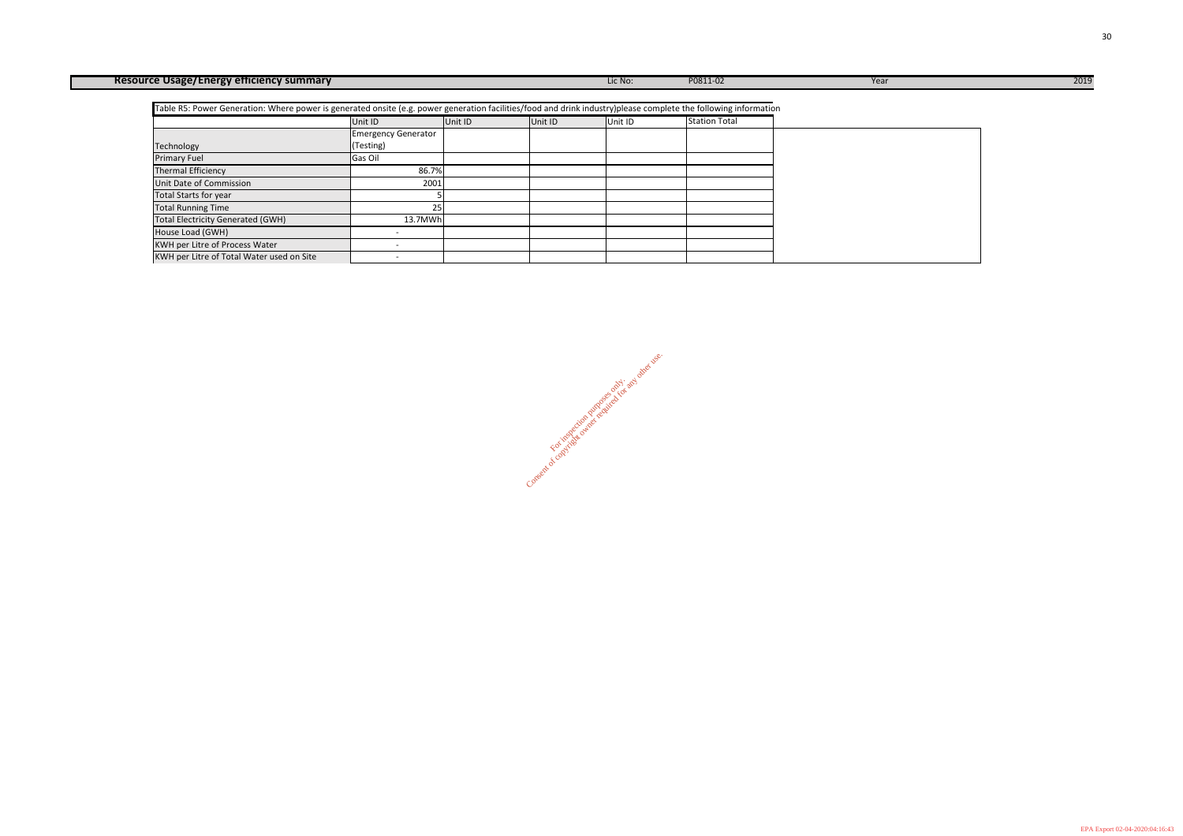**Resource Usage/Energy efficiency summary** Lic No: P0811-02 Year 2019

Table R5: Power Generation: Where power is generated onsite (e.g. power generation facilities/food and drink industry)please complete the following information

| | Unit ID | Unit ID | Unit ID | Unit ID | Station Total |
|---|---|---|---|---|---|
| Technology | Emergency Generator (Testing) | | | | |
| Primary Fuel | Gas Oil | | | | |
| Thermal Efficiency | 86.7% | | | | |
| Unit Date of Commission | 2001 | | | | |
| Total Starts for year | 5 | | | | |
| Total Running Time | 25 | | | | |
| Total Electricity Generated (GWH) | 13.7MWh | | | | |
| House Load (GWH) | - | | | | |
| KWH per Litre of Process Water | - | | | | |
| KWH per Litre of Total Water used on Site | - | | | | |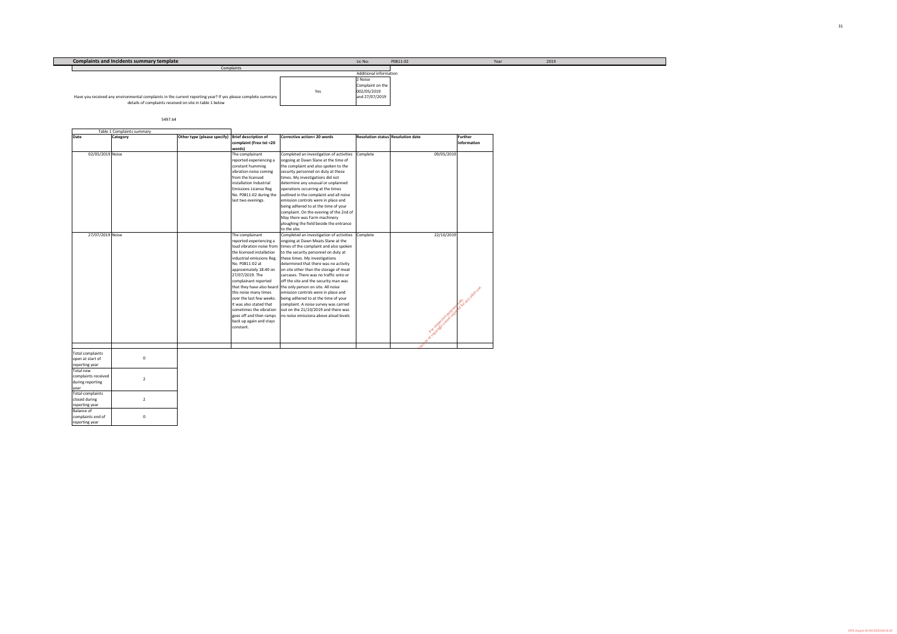## Complaints and Incidents summary template

Lic No: P0811-02 | Year: 2019

### Complaints

| | | Additional information |
|---|---|---|
| Have you received any environmental complaints in the current reporting year? If yes please complete summary details of complaints received on site in table 1 below | Yes | 2 Noise Complaint on the 002/05/2019 and 27/07/2019 |

5497.64

### Table 1 Complaints summary

| Date | Category | Other type (please specify) | Brief description of complaint (Free txt <20 words) | Corrective action< 20 words | Resolution status | Resolution date | Further information |
|---|---|---|---|---|---|---|---|
| 02/05/2019 | Noise | | The complainant reported experiencing a constant humming vibration noise coming from the licensed installation Industrial Emissions License Reg No. P0811-02 during the last two evenings. | Completed an investigation of activities ongoing at Dawn Slane at the time of the complaint and also spoken to the security personnel on duty at these times. My investigations did not determine any unusual or unplanned operations occurring at the times outlined in the complaint and all noise emission controls were in place and being adhered to at the time of your complaint. On the evening of the 2nd of May there was Farm machinery ploughing the field beside the entrance to the site. | Complete | 09/05/2019 | |
| 27/07/2019 | Noise | | The complainant reported experiencing a loud vibration noise from the licensed installation industrial emissions Reg. No. P0811-02 at approximately 18:40 on 27/07/2019. The complainant reported that they have also heard this noise many times over the last few weeks. It was also stated that sometimes the vibration goes off and then ramps back up again and stays constant. | Completed an investigation of activities ongoing at Dawn Meats Slane at the times of the complaint and also spoken to the security personnel on duty at these times. My investigations determined that there was no activity on site other than the storage of meat carcases. There was no traffic onto or off the site and the security man was the only person on site. All noise emission controls were in place and being adhered to at the time of your complaint. A noise survey was carried out on the 21/10/2019 and there was no noise emissiona above aloud levels | Complete | 22/10/2019 | |

| | |
|---|---|
| Total complaints open at start of reporting year | 0 |
| Total new complaints received during reporting year | 2 |
| Total complaints closed during reporting year | 2 |
| Balance of complaints end of reporting year | 0 |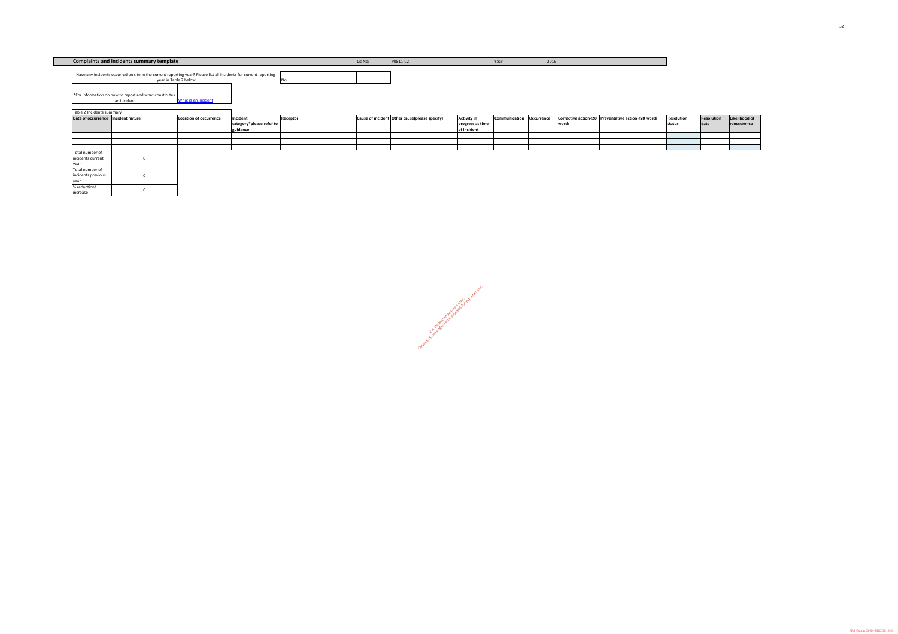## Complaints and Incidents summary template

Lic No: P0811-02 | Year 2019

Have any incidents occurred on site in the current reporting year? Please list all incidents for current reporting year in Table 2 below: No

*For information on how to report and what constitutes an incident: [What is an incident]

Table 2 Incidents summary

| Date of occurrence | Incident nature | Location of occurrence | Incident category*please refer to guidance | Receptor | Cause of incident | Other cause(please specify) | Activity in progress at time of incident | Communication | Occurrence | Corrective action<20 words | Preventative action <20 words | Resolution status | Resolution date | Likelihood of reoccurence |
|---|---|---|---|---|---|---|---|---|---|---|---|---|---|---|
| | | | | | | | | | | | | | | |
| | | | | | | | | | | | | | | |
| | | | | | | | | | | | | | | |

| | |
|---|---|
| Total number of incidents current year | 0 |
| Total number of incidents previous year | 0 |
| % reduction/ increase | 0 |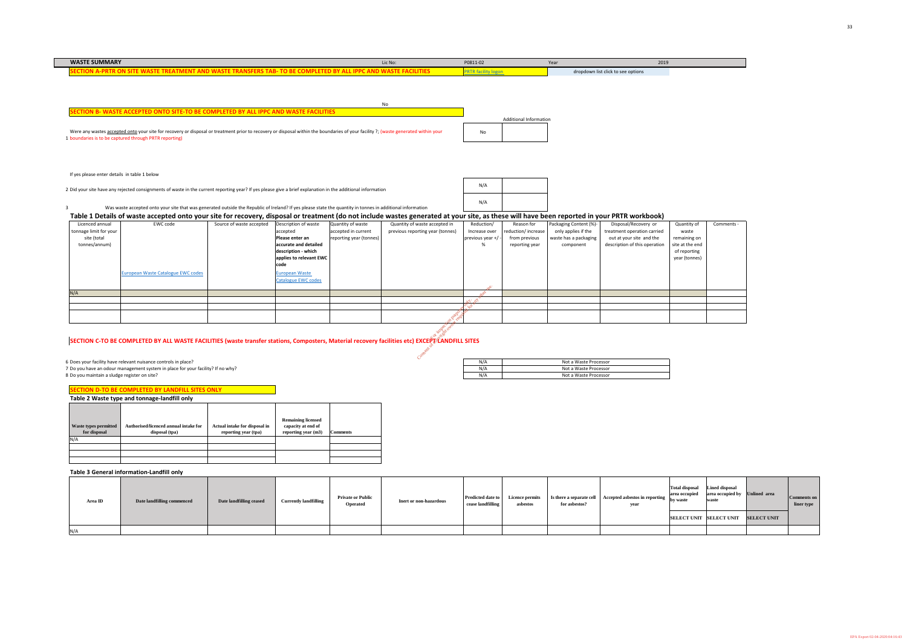| WASTE SUMMARY | Lic No: | P0811-02 | Year | 2019 |
|---|---|---|---|---|

**SECTION A-PRTR ON SITE WASTE TREATMENT AND WASTE TRANSFERS TAB- TO BE COMPLETED BY ALL IPPC AND WASTE FACILITIES** PRTR facility logon — dropdown list click to see options

No

**SECTION B- WASTE ACCEPTED ONTO SITE-TO BE COMPLETED BY ALL IPPC AND WASTE FACILITIES**

| Question | Answer | Additional Information |
|---|---|---|
| 1 Were any wastes accepted onto your site for recovery or disposal or treatment prior to recovery or disposal within the boundaries of your facility ?; (waste generated within your boundaries is to be captured through PRTR reporting) | No | |

If yes please enter details in table 1 below

| Question | Answer | Additional Information |
|---|---|---|
| 2 Did your site have any rejected consignments of waste in the current reporting year? If yes please give a brief explanation in the additional information | N/A | |
| 3 Was waste accepted onto your site that was generated outside the Republic of Ireland? If yes please state the quantity in tonnes in additional information | N/A | |

**Table 1 Details of waste accepted onto your site for recovery, disposal or treatment (do not include wastes generated at your site, as these will have been reported in your PRTR workbook)**

| Licenced annual tonnage limit for your site (total tonnes/annum) | EWC code<br>European Waste Catalogue EWC codes | Source of waste accepted | Description of waste accepted Please enter an accurate and detailed description - which applies to relevant EWC code<br>European Waste Catalogue EWC codes | Quantity of waste accepted in current reporting year (tonnes) | Quantity of waste accepted in previous reporting year (tonnes) | Reduction/ Increase over previous year +/- % | Reason for reduction/ increase from previous reporting year | Packaging Content (%)- only applies if the waste has a packaging component | Disposal/Recovery or treatment operation carried out at your site and the description of this operation | Quantity of waste remaining on site at the end of reporting year (tonnes) | Comments - |
|---|---|---|---|---|---|---|---|---|---|---|---|
| N/A | | | | | | | | | | | |
| | | | | | | | | | | | |
| | | | | | | | | | | | |
| | | | | | | | | | | | |

**SECTION C-TO BE COMPLETED BY ALL WASTE FACILITIES (waste transfer stations, Composters, Material recovery facilities etc) EXCEPT LANDFILL SITES**

| Question | Answer | |
|---|---|---|
| 6 Does your facility have relevant nuisance controls in place? | N/A | Not a Waste Processor |
| 7 Do you have an odour management system in place for your facility? If no why? | N/A | Not a Waste Processor |
| 8 Do you maintain a sludge register on site? | N/A | Not a Waste Processor |

**SECTION D-TO BE COMPLETED BY LANDFILL SITES ONLY**

**Table 2 Waste type and tonnage-landfill only**

| Waste types permitted for disposal | Authorised/licenced annual intake for disposal (tpa) | Actual intake for disposal in reporting year (tpa) | Remaining licensed capacity at end of reporting year (m3) | Comments |
|---|---|---|---|---|
| N/A | | | | |
| | | | | |
| | | | | |
| | | | | |

**Table 3 General information-Landfill only**

| Area ID | Date landfilling commenced | Date landfilling ceased | Currently landfilling | Private or Public Operated | Inert or non-hazardous | Predicted date to cease landfilling | Licence permits asbestos | Is there a separate cell for asbestos? | Accepted asbestos in reporting year | Total disposal area occupied by waste | Lined disposal area occupied by waste | Unlined area | Comments on liner type |
|---|---|---|---|---|---|---|---|---|---|---|---|---|---|
| | | | | | | | | | | SELECT UNIT | SELECT UNIT | SELECT UNIT | |
| N/A | | | | | | | | | | | | | |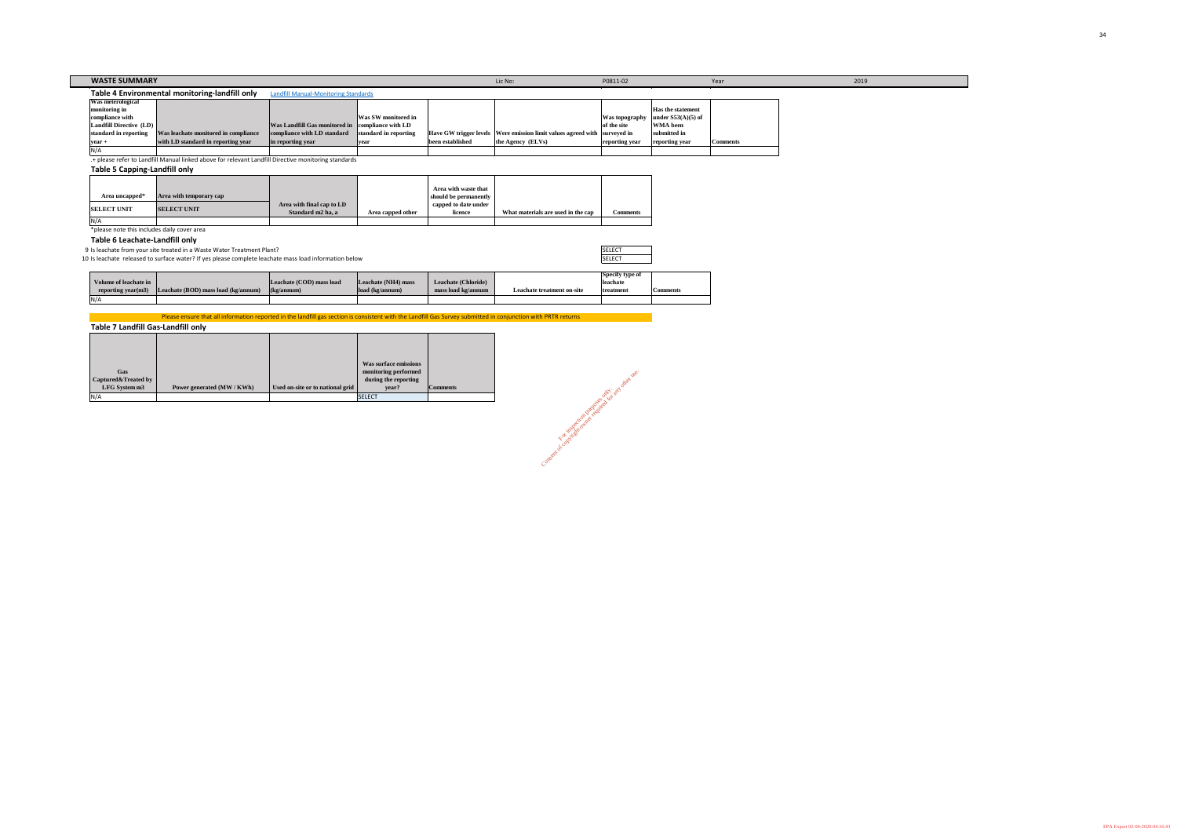## WASTE SUMMARY

Lic No: P0811-02 Year 2019

### Table 4 Environmental monitoring-landfill only

Landfill Manual-Monitoring Standards

| Was meterological monitoring in compliance with Landfill Directive (LD) standard in reporting year + | Was leachate monitored in compliance with LD standard in reporting year | Was Landfill Gas monitored in compliance with LD standard in reporting year | Was SW monitored in compliance with LD standard in reporting year | Have GW trigger levels been established | Were emission limit values agreed with the Agency (ELVs) | Was topography of the site surveyed in reporting year | Has the statement under S53(A)(5) of WMA been submitted in reporting year | Comments |
|---|---|---|---|---|---|---|---|---|
| N/A | | | | | | | | |

.+ please refer to Landfill Manual linked above for relevant Landfill Directive monitoring standards

### Table 5 Capping-Landfill only

| Area uncapped* | Area with temporary cap | Area with final cap to LD Standard m2 ha, a | Area capped other | Area with waste that should be permanently capped to date under licence | What materials are used in the cap | Comments |
|---|---|---|---|---|---|---|
| SELECT UNIT | SELECT UNIT | | | | | |
| N/A | | | | | | |

*please note this includes daily cover area

### Table 6 Leachate-Landfill only

9 Is leachate from your site treated in a Waste Water Treatment Plant? SELECT

10 Is leachate released to surface water? If yes please complete leachate mass load information below SELECT

| Volume of leachate in reporting year(m3) | Leachate (BOD) mass load (kg/annum) | Leachate (COD) mass load (kg/annum) | Leachate (NH4) mass load (kg/annum) | Leachate (Chloride) mass load kg/annum | Leachate treatment on-site | Specify type of leachate treatment | Comments |
|---|---|---|---|---|---|---|---|
| N/A | | | | | | | |

Please ensure that all information reported in the landfill gas section is consistent with the Landfill Gas Survey submitted in conjunction with PRTR returns

### Table 7 Landfill Gas-Landfill only

| Gas Captured&Treated by LFG System m3 | Power generated (MW / KWh) | Used on-site or to national grid | Was surface emissions monitoring performed during the reporting year? | Comments |
|---|---|---|---|---|
| N/A | | | SELECT | |

For inspection purposes only. Consent of copyright owner required for any other use.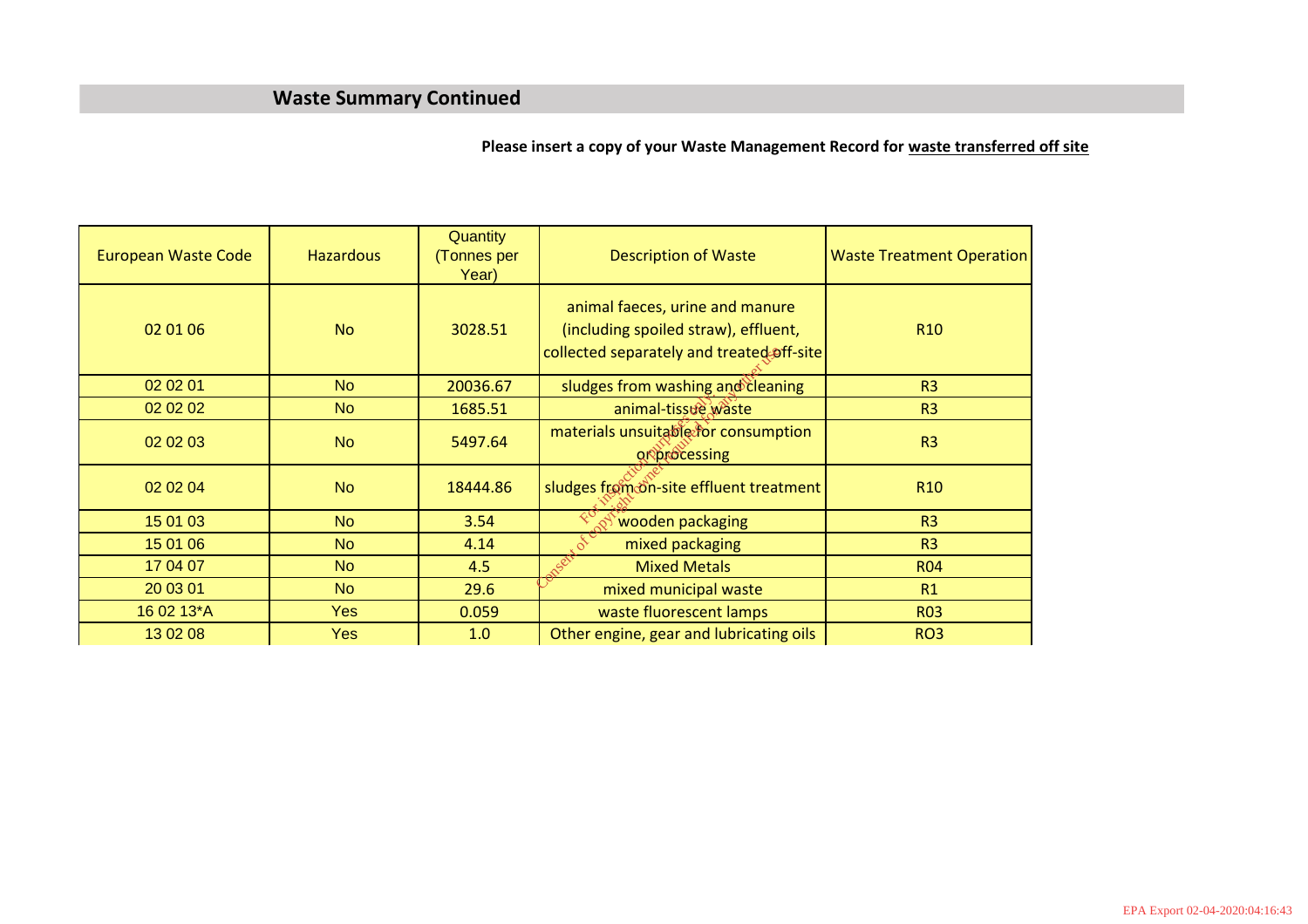## Waste Summary Continued

**Please insert a copy of your Waste Management Record for waste transferred off site**

| European Waste Code | Hazardous | Quantity (Tonnes per Year) | Description of Waste | Waste Treatment Operation |
|---|---|---|---|---|
| 02 01 06 | No | 3028.51 | animal faeces, urine and manure (including spoiled straw), effluent, collected separately and treated off-site | R10 |
| 02 02 01 | No | 20036.67 | sludges from washing and cleaning | R3 |
| 02 02 02 | No | 1685.51 | animal-tissue waste | R3 |
| 02 02 03 | No | 5497.64 | materials unsuitable for consumption or processing | R3 |
| 02 02 04 | No | 18444.86 | sludges from on-site effluent treatment | R10 |
| 15 01 03 | No | 3.54 | wooden packaging | R3 |
| 15 01 06 | No | 4.14 | mixed packaging | R3 |
| 17 04 07 | No | 4.5 | Mixed Metals | R04 |
| 20 03 01 | No | 29.6 | mixed municipal waste | R1 |
| 16 02 13*A | Yes | 0.059 | waste fluorescent lamps | R03 |
| 13 02 08 | Yes | 1.0 | Other engine, gear and lubricating oils | RO3 |